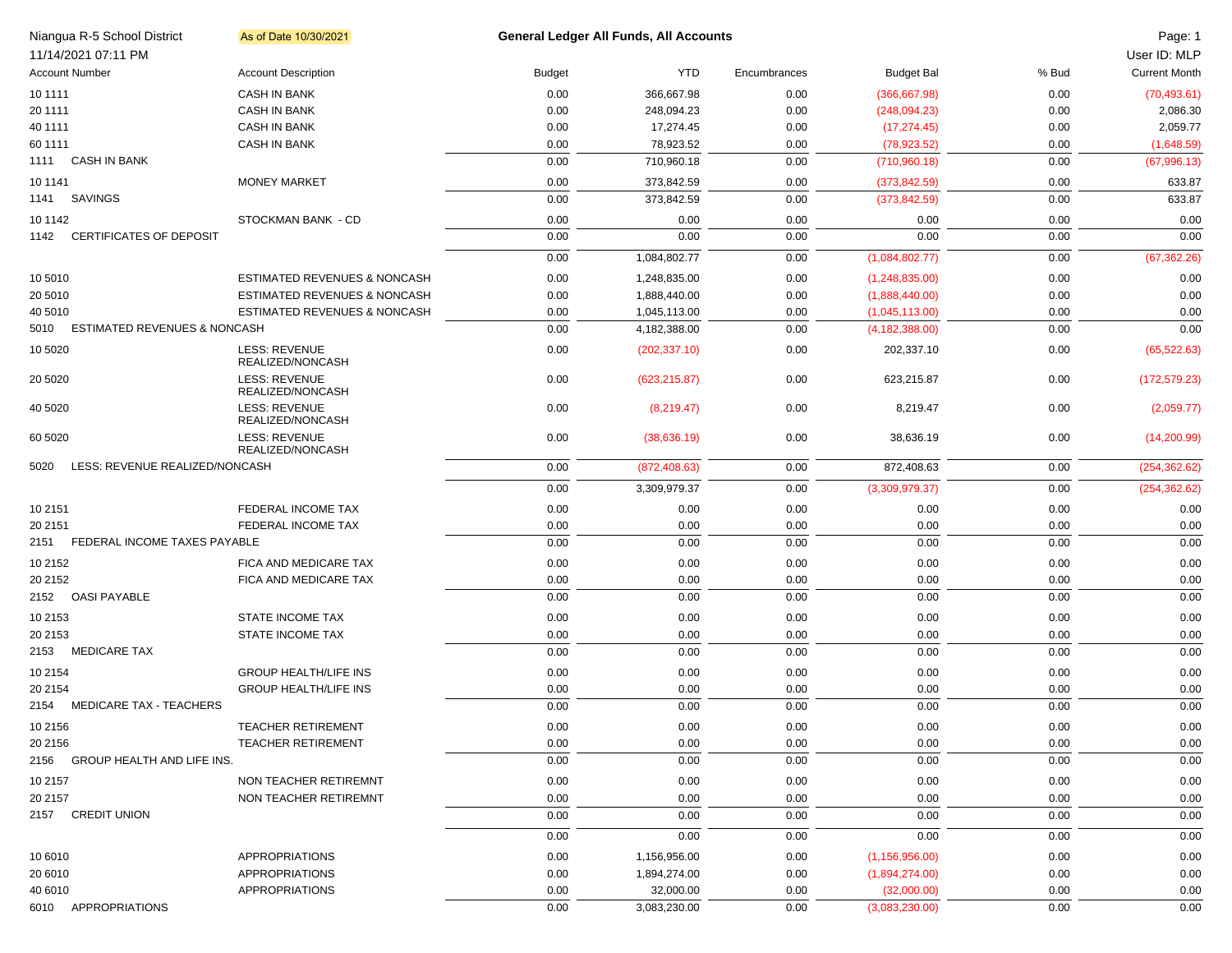Niangua R-5 School District — As of Date 10/30/2021 — **General Ledger All Funds, All Accounts**

11/14/2021 07:11 PM — User ID: MLP

| Account Number | Account Description | Budget | YTD | Encumbrances | Budget Bal | % Bud | Current Month |
|---|---|---|---|---|---|---|---|
| 10 1111 | CASH IN BANK | 0.00 | 366,667.98 | 0.00 | (366,667.98) | 0.00 | (70,493.61) |
| 20 1111 | CASH IN BANK | 0.00 | 248,094.23 | 0.00 | (248,094.23) | 0.00 | 2,086.30 |
| 40 1111 | CASH IN BANK | 0.00 | 17,274.45 | 0.00 | (17,274.45) | 0.00 | 2,059.77 |
| 60 1111 | CASH IN BANK | 0.00 | 78,923.52 | 0.00 | (78,923.52) | 0.00 | (1,648.59) |
| 1111 CASH IN BANK | | 0.00 | 710,960.18 | 0.00 | (710,960.18) | 0.00 | (67,996.13) |
| 10 1141 | MONEY MARKET | 0.00 | 373,842.59 | 0.00 | (373,842.59) | 0.00 | 633.87 |
| 1141 SAVINGS | | 0.00 | 373,842.59 | 0.00 | (373,842.59) | 0.00 | 633.87 |
| 10 1142 | STOCKMAN BANK - CD | 0.00 | 0.00 | 0.00 | 0.00 | 0.00 | 0.00 |
| 1142 CERTIFICATES OF DEPOSIT | | 0.00 | 0.00 | 0.00 | 0.00 | 0.00 | 0.00 |
| | | 0.00 | 1,084,802.77 | 0.00 | (1,084,802.77) | 0.00 | (67,362.26) |
| 10 5010 | ESTIMATED REVENUES & NONCASH | 0.00 | 1,248,835.00 | 0.00 | (1,248,835.00) | 0.00 | 0.00 |
| 20 5010 | ESTIMATED REVENUES & NONCASH | 0.00 | 1,888,440.00 | 0.00 | (1,888,440.00) | 0.00 | 0.00 |
| 40 5010 | ESTIMATED REVENUES & NONCASH | 0.00 | 1,045,113.00 | 0.00 | (1,045,113.00) | 0.00 | 0.00 |
| 5010 ESTIMATED REVENUES & NONCASH | | 0.00 | 4,182,388.00 | 0.00 | (4,182,388.00) | 0.00 | 0.00 |
| 10 5020 | LESS: REVENUE REALIZED/NONCASH | 0.00 | (202,337.10) | 0.00 | 202,337.10 | 0.00 | (65,522.63) |
| 20 5020 | LESS: REVENUE REALIZED/NONCASH | 0.00 | (623,215.87) | 0.00 | 623,215.87 | 0.00 | (172,579.23) |
| 40 5020 | LESS: REVENUE REALIZED/NONCASH | 0.00 | (8,219.47) | 0.00 | 8,219.47 | 0.00 | (2,059.77) |
| 60 5020 | LESS: REVENUE REALIZED/NONCASH | 0.00 | (38,636.19) | 0.00 | 38,636.19 | 0.00 | (14,200.99) |
| 5020 LESS: REVENUE REALIZED/NONCASH | | 0.00 | (872,408.63) | 0.00 | 872,408.63 | 0.00 | (254,362.62) |
| | | 0.00 | 3,309,979.37 | 0.00 | (3,309,979.37) | 0.00 | (254,362.62) |
| 10 2151 | FEDERAL INCOME TAX | 0.00 | 0.00 | 0.00 | 0.00 | 0.00 | 0.00 |
| 20 2151 | FEDERAL INCOME TAX | 0.00 | 0.00 | 0.00 | 0.00 | 0.00 | 0.00 |
| 2151 FEDERAL INCOME TAXES PAYABLE | | 0.00 | 0.00 | 0.00 | 0.00 | 0.00 | 0.00 |
| 10 2152 | FICA AND MEDICARE TAX | 0.00 | 0.00 | 0.00 | 0.00 | 0.00 | 0.00 |
| 20 2152 | FICA AND MEDICARE TAX | 0.00 | 0.00 | 0.00 | 0.00 | 0.00 | 0.00 |
| 2152 OASI PAYABLE | | 0.00 | 0.00 | 0.00 | 0.00 | 0.00 | 0.00 |
| 10 2153 | STATE INCOME TAX | 0.00 | 0.00 | 0.00 | 0.00 | 0.00 | 0.00 |
| 20 2153 | STATE INCOME TAX | 0.00 | 0.00 | 0.00 | 0.00 | 0.00 | 0.00 |
| 2153 MEDICARE TAX | | 0.00 | 0.00 | 0.00 | 0.00 | 0.00 | 0.00 |
| 10 2154 | GROUP HEALTH/LIFE INS | 0.00 | 0.00 | 0.00 | 0.00 | 0.00 | 0.00 |
| 20 2154 | GROUP HEALTH/LIFE INS | 0.00 | 0.00 | 0.00 | 0.00 | 0.00 | 0.00 |
| 2154 MEDICARE TAX - TEACHERS | | 0.00 | 0.00 | 0.00 | 0.00 | 0.00 | 0.00 |
| 10 2156 | TEACHER RETIREMENT | 0.00 | 0.00 | 0.00 | 0.00 | 0.00 | 0.00 |
| 20 2156 | TEACHER RETIREMENT | 0.00 | 0.00 | 0.00 | 0.00 | 0.00 | 0.00 |
| 2156 GROUP HEALTH AND LIFE INS. | | 0.00 | 0.00 | 0.00 | 0.00 | 0.00 | 0.00 |
| 10 2157 | NON TEACHER RETIREMNT | 0.00 | 0.00 | 0.00 | 0.00 | 0.00 | 0.00 |
| 20 2157 | NON TEACHER RETIREMNT | 0.00 | 0.00 | 0.00 | 0.00 | 0.00 | 0.00 |
| 2157 CREDIT UNION | | 0.00 | 0.00 | 0.00 | 0.00 | 0.00 | 0.00 |
| | | 0.00 | 0.00 | 0.00 | 0.00 | 0.00 | 0.00 |
| 10 6010 | APPROPRIATIONS | 0.00 | 1,156,956.00 | 0.00 | (1,156,956.00) | 0.00 | 0.00 |
| 20 6010 | APPROPRIATIONS | 0.00 | 1,894,274.00 | 0.00 | (1,894,274.00) | 0.00 | 0.00 |
| 40 6010 | APPROPRIATIONS | 0.00 | 32,000.00 | 0.00 | (32,000.00) | 0.00 | 0.00 |
| 6010 APPROPRIATIONS | | 0.00 | 3,083,230.00 | 0.00 | (3,083,230.00) | 0.00 | 0.00 |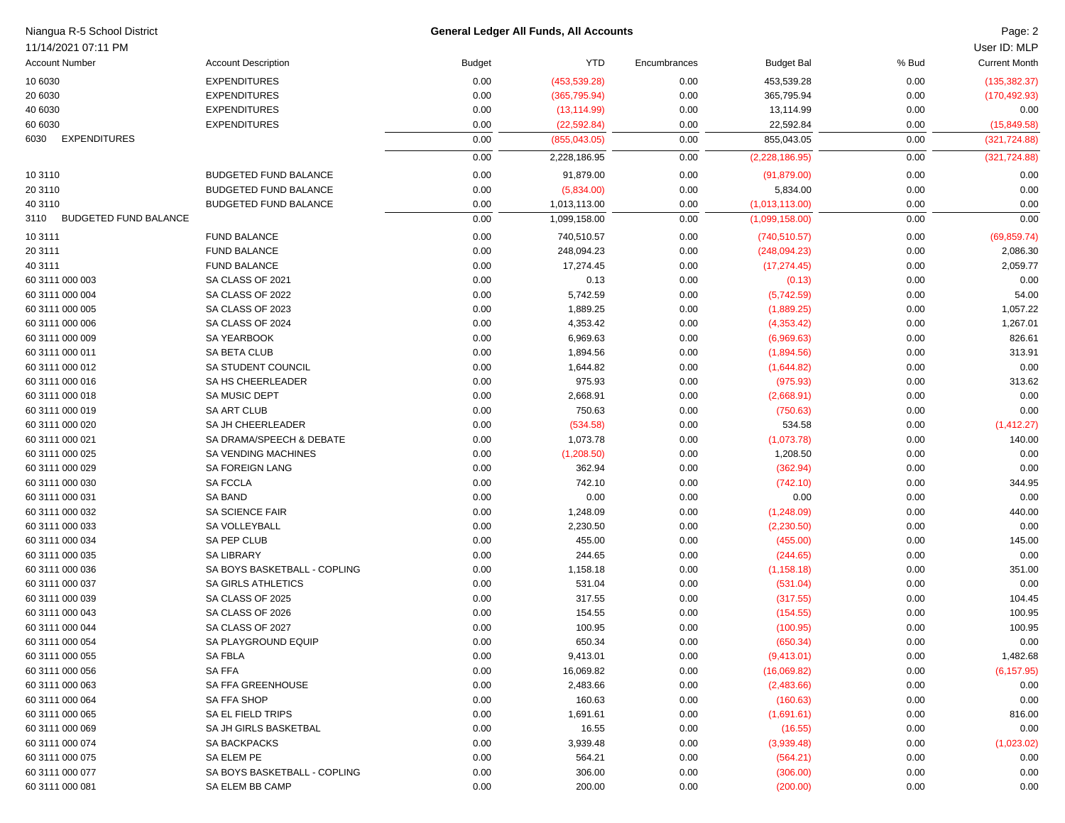Niangua R-5 School District

11/14/2021 07:11 PM

**General Ledger All Funds, All Accounts**

User ID: MLP

| Account Number | Account Description | Budget | YTD | Encumbrances | Budget Bal | % Bud | Current Month |
|---|---|---|---|---|---|---|---|
| 10 6030 | EXPENDITURES | 0.00 | (453,539.28) | 0.00 | 453,539.28 | 0.00 | (135,382.37) |
| 20 6030 | EXPENDITURES | 0.00 | (365,795.94) | 0.00 | 365,795.94 | 0.00 | (170,492.93) |
| 40 6030 | EXPENDITURES | 0.00 | (13,114.99) | 0.00 | 13,114.99 | 0.00 | 0.00 |
| 60 6030 | EXPENDITURES | 0.00 | (22,592.84) | 0.00 | 22,592.84 | 0.00 | (15,849.58) |
| 6030 EXPENDITURES | | 0.00 | (855,043.05) | 0.00 | 855,043.05 | 0.00 | (321,724.88) |
| | | 0.00 | 2,228,186.95 | 0.00 | (2,228,186.95) | 0.00 | (321,724.88) |
| 10 3110 | BUDGETED FUND BALANCE | 0.00 | 91,879.00 | 0.00 | (91,879.00) | 0.00 | 0.00 |
| 20 3110 | BUDGETED FUND BALANCE | 0.00 | (5,834.00) | 0.00 | 5,834.00 | 0.00 | 0.00 |
| 40 3110 | BUDGETED FUND BALANCE | 0.00 | 1,013,113.00 | 0.00 | (1,013,113.00) | 0.00 | 0.00 |
| 3110 BUDGETED FUND BALANCE | | 0.00 | 1,099,158.00 | 0.00 | (1,099,158.00) | 0.00 | 0.00 |
| 10 3111 | FUND BALANCE | 0.00 | 740,510.57 | 0.00 | (740,510.57) | 0.00 | (69,859.74) |
| 20 3111 | FUND BALANCE | 0.00 | 248,094.23 | 0.00 | (248,094.23) | 0.00 | 2,086.30 |
| 40 3111 | FUND BALANCE | 0.00 | 17,274.45 | 0.00 | (17,274.45) | 0.00 | 2,059.77 |
| 60 3111 000 003 | SA CLASS OF 2021 | 0.00 | 0.13 | 0.00 | (0.13) | 0.00 | 0.00 |
| 60 3111 000 004 | SA CLASS OF 2022 | 0.00 | 5,742.59 | 0.00 | (5,742.59) | 0.00 | 54.00 |
| 60 3111 000 005 | SA CLASS OF 2023 | 0.00 | 1,889.25 | 0.00 | (1,889.25) | 0.00 | 1,057.22 |
| 60 3111 000 006 | SA CLASS OF 2024 | 0.00 | 4,353.42 | 0.00 | (4,353.42) | 0.00 | 1,267.01 |
| 60 3111 000 009 | SA YEARBOOK | 0.00 | 6,969.63 | 0.00 | (6,969.63) | 0.00 | 826.61 |
| 60 3111 000 011 | SA BETA CLUB | 0.00 | 1,894.56 | 0.00 | (1,894.56) | 0.00 | 313.91 |
| 60 3111 000 012 | SA STUDENT COUNCIL | 0.00 | 1,644.82 | 0.00 | (1,644.82) | 0.00 | 0.00 |
| 60 3111 000 016 | SA HS CHEERLEADER | 0.00 | 975.93 | 0.00 | (975.93) | 0.00 | 313.62 |
| 60 3111 000 018 | SA MUSIC DEPT | 0.00 | 2,668.91 | 0.00 | (2,668.91) | 0.00 | 0.00 |
| 60 3111 000 019 | SA ART CLUB | 0.00 | 750.63 | 0.00 | (750.63) | 0.00 | 0.00 |
| 60 3111 000 020 | SA JH CHEERLEADER | 0.00 | (534.58) | 0.00 | 534.58 | 0.00 | (1,412.27) |
| 60 3111 000 021 | SA DRAMA/SPEECH & DEBATE | 0.00 | 1,073.78 | 0.00 | (1,073.78) | 0.00 | 140.00 |
| 60 3111 000 025 | SA VENDING MACHINES | 0.00 | (1,208.50) | 0.00 | 1,208.50 | 0.00 | 0.00 |
| 60 3111 000 029 | SA FOREIGN LANG | 0.00 | 362.94 | 0.00 | (362.94) | 0.00 | 0.00 |
| 60 3111 000 030 | SA FCCLA | 0.00 | 742.10 | 0.00 | (742.10) | 0.00 | 344.95 |
| 60 3111 000 031 | SA BAND | 0.00 | 0.00 | 0.00 | 0.00 | 0.00 | 0.00 |
| 60 3111 000 032 | SA SCIENCE FAIR | 0.00 | 1,248.09 | 0.00 | (1,248.09) | 0.00 | 440.00 |
| 60 3111 000 033 | SA VOLLEYBALL | 0.00 | 2,230.50 | 0.00 | (2,230.50) | 0.00 | 0.00 |
| 60 3111 000 034 | SA PEP CLUB | 0.00 | 455.00 | 0.00 | (455.00) | 0.00 | 145.00 |
| 60 3111 000 035 | SA LIBRARY | 0.00 | 244.65 | 0.00 | (244.65) | 0.00 | 0.00 |
| 60 3111 000 036 | SA BOYS BASKETBALL - COPLING | 0.00 | 1,158.18 | 0.00 | (1,158.18) | 0.00 | 351.00 |
| 60 3111 000 037 | SA GIRLS ATHLETICS | 0.00 | 531.04 | 0.00 | (531.04) | 0.00 | 0.00 |
| 60 3111 000 039 | SA CLASS OF 2025 | 0.00 | 317.55 | 0.00 | (317.55) | 0.00 | 104.45 |
| 60 3111 000 043 | SA CLASS OF 2026 | 0.00 | 154.55 | 0.00 | (154.55) | 0.00 | 100.95 |
| 60 3111 000 044 | SA CLASS OF 2027 | 0.00 | 100.95 | 0.00 | (100.95) | 0.00 | 100.95 |
| 60 3111 000 054 | SA PLAYGROUND EQUIP | 0.00 | 650.34 | 0.00 | (650.34) | 0.00 | 0.00 |
| 60 3111 000 055 | SA FBLA | 0.00 | 9,413.01 | 0.00 | (9,413.01) | 0.00 | 1,482.68 |
| 60 3111 000 056 | SA FFA | 0.00 | 16,069.82 | 0.00 | (16,069.82) | 0.00 | (6,157.95) |
| 60 3111 000 063 | SA FFA GREENHOUSE | 0.00 | 2,483.66 | 0.00 | (2,483.66) | 0.00 | 0.00 |
| 60 3111 000 064 | SA FFA SHOP | 0.00 | 160.63 | 0.00 | (160.63) | 0.00 | 0.00 |
| 60 3111 000 065 | SA EL FIELD TRIPS | 0.00 | 1,691.61 | 0.00 | (1,691.61) | 0.00 | 816.00 |
| 60 3111 000 069 | SA JH GIRLS BASKETBAL | 0.00 | 16.55 | 0.00 | (16.55) | 0.00 | 0.00 |
| 60 3111 000 074 | SA BACKPACKS | 0.00 | 3,939.48 | 0.00 | (3,939.48) | 0.00 | (1,023.02) |
| 60 3111 000 075 | SA ELEM PE | 0.00 | 564.21 | 0.00 | (564.21) | 0.00 | 0.00 |
| 60 3111 000 077 | SA BOYS BASKETBALL - COPLING | 0.00 | 306.00 | 0.00 | (306.00) | 0.00 | 0.00 |
| 60 3111 000 081 | SA ELEM BB CAMP | 0.00 | 200.00 | 0.00 | (200.00) | 0.00 | 0.00 |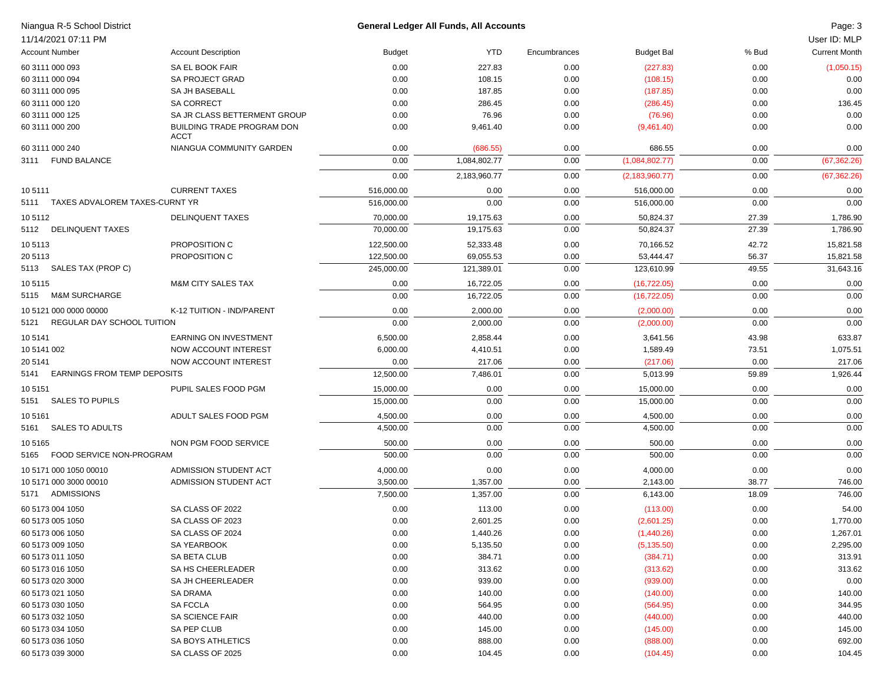Niangua R-5 School District

11/14/2021 07:11 PM

**General Ledger All Funds, All Accounts**

User ID: MLP

| Account Number | Account Description | Budget | YTD | Encumbrances | Budget Bal | % Bud | Current Month |
|---|---|---|---|---|---|---|---|
| 60 3111 000 093 | SA EL BOOK FAIR | 0.00 | 227.83 | 0.00 | (227.83) | 0.00 | (1,050.15) |
| 60 3111 000 094 | SA PROJECT GRAD | 0.00 | 108.15 | 0.00 | (108.15) | 0.00 | 0.00 |
| 60 3111 000 095 | SA JH BASEBALL | 0.00 | 187.85 | 0.00 | (187.85) | 0.00 | 0.00 |
| 60 3111 000 120 | SA CORRECT | 0.00 | 286.45 | 0.00 | (286.45) | 0.00 | 136.45 |
| 60 3111 000 125 | SA JR CLASS BETTERMENT GROUP | 0.00 | 76.96 | 0.00 | (76.96) | 0.00 | 0.00 |
| 60 3111 000 200 | BUILDING TRADE PROGRAM DON ACCT | 0.00 | 9,461.40 | 0.00 | (9,461.40) | 0.00 | 0.00 |
| 60 3111 000 240 | NIANGUA COMMUNITY GARDEN | 0.00 | (686.55) | 0.00 | 686.55 | 0.00 | 0.00 |
| 3111 FUND BALANCE | | 0.00 | 1,084,802.77 | 0.00 | (1,084,802.77) | 0.00 | (67,362.26) |
| | | 0.00 | 2,183,960.77 | 0.00 | (2,183,960.77) | 0.00 | (67,362.26) |
| 10 5111 | CURRENT TAXES | 516,000.00 | 0.00 | 0.00 | 516,000.00 | 0.00 | 0.00 |
| 5111 TAXES ADVALOREM TAXES-CURNT YR | | 516,000.00 | 0.00 | 0.00 | 516,000.00 | 0.00 | 0.00 |
| 10 5112 | DELINQUENT TAXES | 70,000.00 | 19,175.63 | 0.00 | 50,824.37 | 27.39 | 1,786.90 |
| 5112 DELINQUENT TAXES | | 70,000.00 | 19,175.63 | 0.00 | 50,824.37 | 27.39 | 1,786.90 |
| 10 5113 | PROPOSITION C | 122,500.00 | 52,333.48 | 0.00 | 70,166.52 | 42.72 | 15,821.58 |
| 20 5113 | PROPOSITION C | 122,500.00 | 69,055.53 | 0.00 | 53,444.47 | 56.37 | 15,821.58 |
| 5113 SALES TAX (PROP C) | | 245,000.00 | 121,389.01 | 0.00 | 123,610.99 | 49.55 | 31,643.16 |
| 10 5115 | M&M CITY SALES TAX | 0.00 | 16,722.05 | 0.00 | (16,722.05) | 0.00 | 0.00 |
| 5115 M&M SURCHARGE | | 0.00 | 16,722.05 | 0.00 | (16,722.05) | 0.00 | 0.00 |
| 10 5121 000 0000 00000 | K-12 TUITION - IND/PARENT | 0.00 | 2,000.00 | 0.00 | (2,000.00) | 0.00 | 0.00 |
| 5121 REGULAR DAY SCHOOL TUITION | | 0.00 | 2,000.00 | 0.00 | (2,000.00) | 0.00 | 0.00 |
| 10 5141 | EARNING ON INVESTMENT | 6,500.00 | 2,858.44 | 0.00 | 3,641.56 | 43.98 | 633.87 |
| 10 5141 002 | NOW ACCOUNT INTEREST | 6,000.00 | 4,410.51 | 0.00 | 1,589.49 | 73.51 | 1,075.51 |
| 20 5141 | NOW ACCOUNT INTEREST | 0.00 | 217.06 | 0.00 | (217.06) | 0.00 | 217.06 |
| 5141 EARNINGS FROM TEMP DEPOSITS | | 12,500.00 | 7,486.01 | 0.00 | 5,013.99 | 59.89 | 1,926.44 |
| 10 5151 | PUPIL SALES FOOD PGM | 15,000.00 | 0.00 | 0.00 | 15,000.00 | 0.00 | 0.00 |
| 5151 SALES TO PUPILS | | 15,000.00 | 0.00 | 0.00 | 15,000.00 | 0.00 | 0.00 |
| 10 5161 | ADULT SALES FOOD PGM | 4,500.00 | 0.00 | 0.00 | 4,500.00 | 0.00 | 0.00 |
| 5161 SALES TO ADULTS | | 4,500.00 | 0.00 | 0.00 | 4,500.00 | 0.00 | 0.00 |
| 10 5165 | NON PGM FOOD SERVICE | 500.00 | 0.00 | 0.00 | 500.00 | 0.00 | 0.00 |
| 5165 FOOD SERVICE NON-PROGRAM | | 500.00 | 0.00 | 0.00 | 500.00 | 0.00 | 0.00 |
| 10 5171 000 1050 00010 | ADMISSION STUDENT ACT | 4,000.00 | 0.00 | 0.00 | 4,000.00 | 0.00 | 0.00 |
| 10 5171 000 3000 00010 | ADMISSION STUDENT ACT | 3,500.00 | 1,357.00 | 0.00 | 2,143.00 | 38.77 | 746.00 |
| 5171 ADMISSIONS | | 7,500.00 | 1,357.00 | 0.00 | 6,143.00 | 18.09 | 746.00 |
| 60 5173 004 1050 | SA CLASS OF 2022 | 0.00 | 113.00 | 0.00 | (113.00) | 0.00 | 54.00 |
| 60 5173 005 1050 | SA CLASS OF 2023 | 0.00 | 2,601.25 | 0.00 | (2,601.25) | 0.00 | 1,770.00 |
| 60 5173 006 1050 | SA CLASS OF 2024 | 0.00 | 1,440.26 | 0.00 | (1,440.26) | 0.00 | 1,267.01 |
| 60 5173 009 1050 | SA YEARBOOK | 0.00 | 5,135.50 | 0.00 | (5,135.50) | 0.00 | 2,295.00 |
| 60 5173 011 1050 | SA BETA CLUB | 0.00 | 384.71 | 0.00 | (384.71) | 0.00 | 313.91 |
| 60 5173 016 1050 | SA HS CHEERLEADER | 0.00 | 313.62 | 0.00 | (313.62) | 0.00 | 313.62 |
| 60 5173 020 3000 | SA JH CHEERLEADER | 0.00 | 939.00 | 0.00 | (939.00) | 0.00 | 0.00 |
| 60 5173 021 1050 | SA DRAMA | 0.00 | 140.00 | 0.00 | (140.00) | 0.00 | 140.00 |
| 60 5173 030 1050 | SA FCCLA | 0.00 | 564.95 | 0.00 | (564.95) | 0.00 | 344.95 |
| 60 5173 032 1050 | SA SCIENCE FAIR | 0.00 | 440.00 | 0.00 | (440.00) | 0.00 | 440.00 |
| 60 5173 034 1050 | SA PEP CLUB | 0.00 | 145.00 | 0.00 | (145.00) | 0.00 | 145.00 |
| 60 5173 036 1050 | SA BOYS ATHLETICS | 0.00 | 888.00 | 0.00 | (888.00) | 0.00 | 692.00 |
| 60 5173 039 3000 | SA CLASS OF 2025 | 0.00 | 104.45 | 0.00 | (104.45) | 0.00 | 104.45 |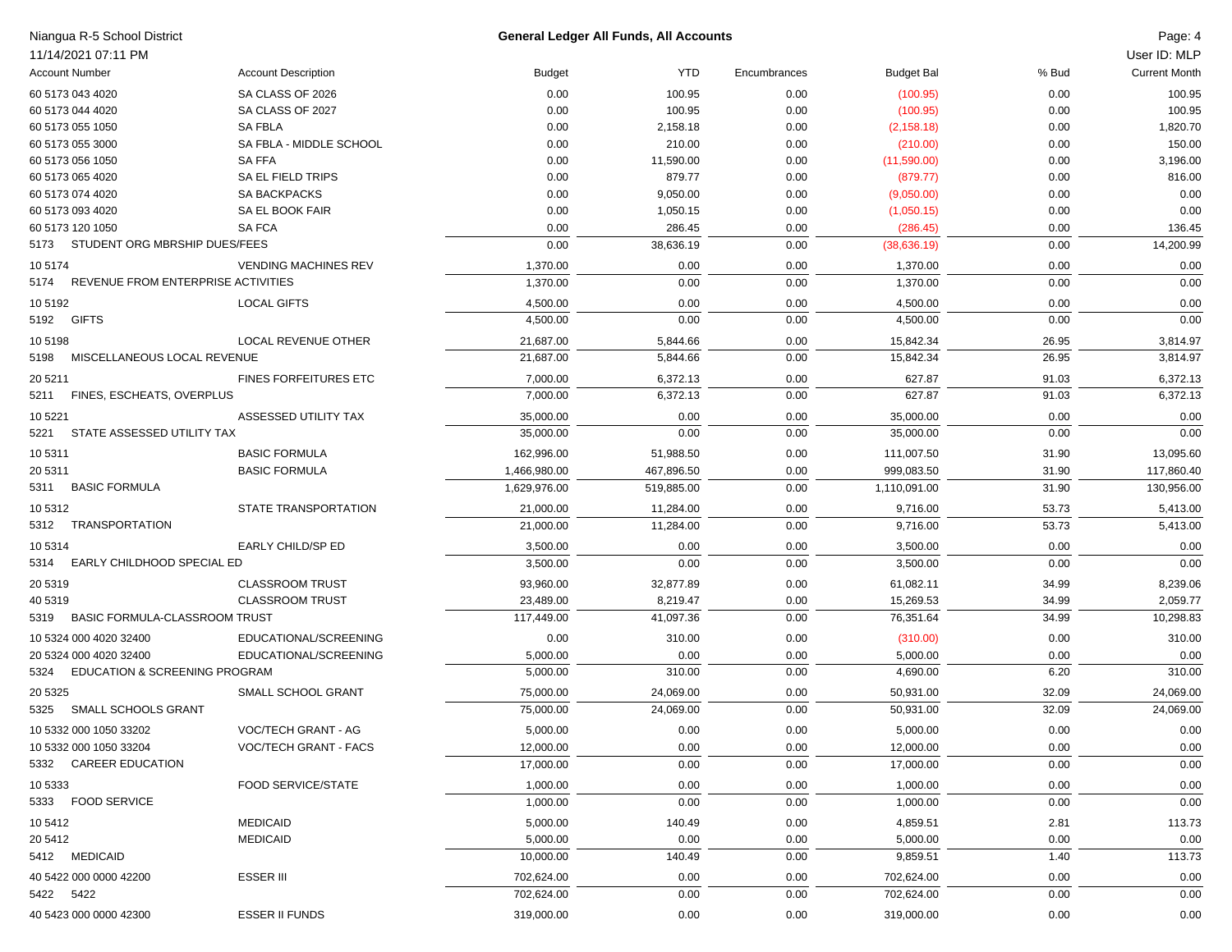Niangua R-5 School District

11/14/2021 07:11 PM

**General Ledger All Funds, All Accounts**

User ID: MLP

| Account Number | Account Description | Budget | YTD | Encumbrances | Budget Bal | % Bud | Current Month |
|---|---|---|---|---|---|---|---|
| 60 5173 043 4020 | SA CLASS OF 2026 | 0.00 | 100.95 | 0.00 | (100.95) | 0.00 | 100.95 |
| 60 5173 044 4020 | SA CLASS OF 2027 | 0.00 | 100.95 | 0.00 | (100.95) | 0.00 | 100.95 |
| 60 5173 055 1050 | SA FBLA | 0.00 | 2,158.18 | 0.00 | (2,158.18) | 0.00 | 1,820.70 |
| 60 5173 055 3000 | SA FBLA - MIDDLE SCHOOL | 0.00 | 210.00 | 0.00 | (210.00) | 0.00 | 150.00 |
| 60 5173 056 1050 | SA FFA | 0.00 | 11,590.00 | 0.00 | (11,590.00) | 0.00 | 3,196.00 |
| 60 5173 065 4020 | SA EL FIELD TRIPS | 0.00 | 879.77 | 0.00 | (879.77) | 0.00 | 816.00 |
| 60 5173 074 4020 | SA BACKPACKS | 0.00 | 9,050.00 | 0.00 | (9,050.00) | 0.00 | 0.00 |
| 60 5173 093 4020 | SA EL BOOK FAIR | 0.00 | 1,050.15 | 0.00 | (1,050.15) | 0.00 | 0.00 |
| 60 5173 120 1050 | SA FCA | 0.00 | 286.45 | 0.00 | (286.45) | 0.00 | 136.45 |
| 5173 STUDENT ORG MBRSHIP DUES/FEES | | 0.00 | 38,636.19 | 0.00 | (38,636.19) | 0.00 | 14,200.99 |
| 10 5174 | VENDING MACHINES REV | 1,370.00 | 0.00 | 0.00 | 1,370.00 | 0.00 | 0.00 |
| 5174 REVENUE FROM ENTERPRISE ACTIVITIES | | 1,370.00 | 0.00 | 0.00 | 1,370.00 | 0.00 | 0.00 |
| 10 5192 | LOCAL GIFTS | 4,500.00 | 0.00 | 0.00 | 4,500.00 | 0.00 | 0.00 |
| 5192 GIFTS | | 4,500.00 | 0.00 | 0.00 | 4,500.00 | 0.00 | 0.00 |
| 10 5198 | LOCAL REVENUE OTHER | 21,687.00 | 5,844.66 | 0.00 | 15,842.34 | 26.95 | 3,814.97 |
| 5198 MISCELLANEOUS LOCAL REVENUE | | 21,687.00 | 5,844.66 | 0.00 | 15,842.34 | 26.95 | 3,814.97 |
| 20 5211 | FINES FORFEITURES ETC | 7,000.00 | 6,372.13 | 0.00 | 627.87 | 91.03 | 6,372.13 |
| 5211 FINES, ESCHEATS, OVERPLUS | | 7,000.00 | 6,372.13 | 0.00 | 627.87 | 91.03 | 6,372.13 |
| 10 5221 | ASSESSED UTILITY TAX | 35,000.00 | 0.00 | 0.00 | 35,000.00 | 0.00 | 0.00 |
| 5221 STATE ASSESSED UTILITY TAX | | 35,000.00 | 0.00 | 0.00 | 35,000.00 | 0.00 | 0.00 |
| 10 5311 | BASIC FORMULA | 162,996.00 | 51,988.50 | 0.00 | 111,007.50 | 31.90 | 13,095.60 |
| 20 5311 | BASIC FORMULA | 1,466,980.00 | 467,896.50 | 0.00 | 999,083.50 | 31.90 | 117,860.40 |
| 5311 BASIC FORMULA | | 1,629,976.00 | 519,885.00 | 0.00 | 1,110,091.00 | 31.90 | 130,956.00 |
| 10 5312 | STATE TRANSPORTATION | 21,000.00 | 11,284.00 | 0.00 | 9,716.00 | 53.73 | 5,413.00 |
| 5312 TRANSPORTATION | | 21,000.00 | 11,284.00 | 0.00 | 9,716.00 | 53.73 | 5,413.00 |
| 10 5314 | EARLY CHILD/SP ED | 3,500.00 | 0.00 | 0.00 | 3,500.00 | 0.00 | 0.00 |
| 5314 EARLY CHILDHOOD SPECIAL ED | | 3,500.00 | 0.00 | 0.00 | 3,500.00 | 0.00 | 0.00 |
| 20 5319 | CLASSROOM TRUST | 93,960.00 | 32,877.89 | 0.00 | 61,082.11 | 34.99 | 8,239.06 |
| 40 5319 | CLASSROOM TRUST | 23,489.00 | 8,219.47 | 0.00 | 15,269.53 | 34.99 | 2,059.77 |
| 5319 BASIC FORMULA-CLASSROOM TRUST | | 117,449.00 | 41,097.36 | 0.00 | 76,351.64 | 34.99 | 10,298.83 |
| 10 5324 000 4020 32400 | EDUCATIONAL/SCREENING | 0.00 | 310.00 | 0.00 | (310.00) | 0.00 | 310.00 |
| 20 5324 000 4020 32400 | EDUCATIONAL/SCREENING | 5,000.00 | 0.00 | 0.00 | 5,000.00 | 0.00 | 0.00 |
| 5324 EDUCATION & SCREENING PROGRAM | | 5,000.00 | 310.00 | 0.00 | 4,690.00 | 6.20 | 310.00 |
| 20 5325 | SMALL SCHOOL GRANT | 75,000.00 | 24,069.00 | 0.00 | 50,931.00 | 32.09 | 24,069.00 |
| 5325 SMALL SCHOOLS GRANT | | 75,000.00 | 24,069.00 | 0.00 | 50,931.00 | 32.09 | 24,069.00 |
| 10 5332 000 1050 33202 | VOC/TECH GRANT - AG | 5,000.00 | 0.00 | 0.00 | 5,000.00 | 0.00 | 0.00 |
| 10 5332 000 1050 33204 | VOC/TECH GRANT - FACS | 12,000.00 | 0.00 | 0.00 | 12,000.00 | 0.00 | 0.00 |
| 5332 CAREER EDUCATION | | 17,000.00 | 0.00 | 0.00 | 17,000.00 | 0.00 | 0.00 |
| 10 5333 | FOOD SERVICE/STATE | 1,000.00 | 0.00 | 0.00 | 1,000.00 | 0.00 | 0.00 |
| 5333 FOOD SERVICE | | 1,000.00 | 0.00 | 0.00 | 1,000.00 | 0.00 | 0.00 |
| 10 5412 | MEDICAID | 5,000.00 | 140.49 | 0.00 | 4,859.51 | 2.81 | 113.73 |
| 20 5412 | MEDICAID | 5,000.00 | 0.00 | 0.00 | 5,000.00 | 0.00 | 0.00 |
| 5412 MEDICAID | | 10,000.00 | 140.49 | 0.00 | 9,859.51 | 1.40 | 113.73 |
| 40 5422 000 0000 42200 | ESSER III | 702,624.00 | 0.00 | 0.00 | 702,624.00 | 0.00 | 0.00 |
| 5422 5422 | | 702,624.00 | 0.00 | 0.00 | 702,624.00 | 0.00 | 0.00 |
| 40 5423 000 0000 42300 | ESSER II FUNDS | 319,000.00 | 0.00 | 0.00 | 319,000.00 | 0.00 | 0.00 |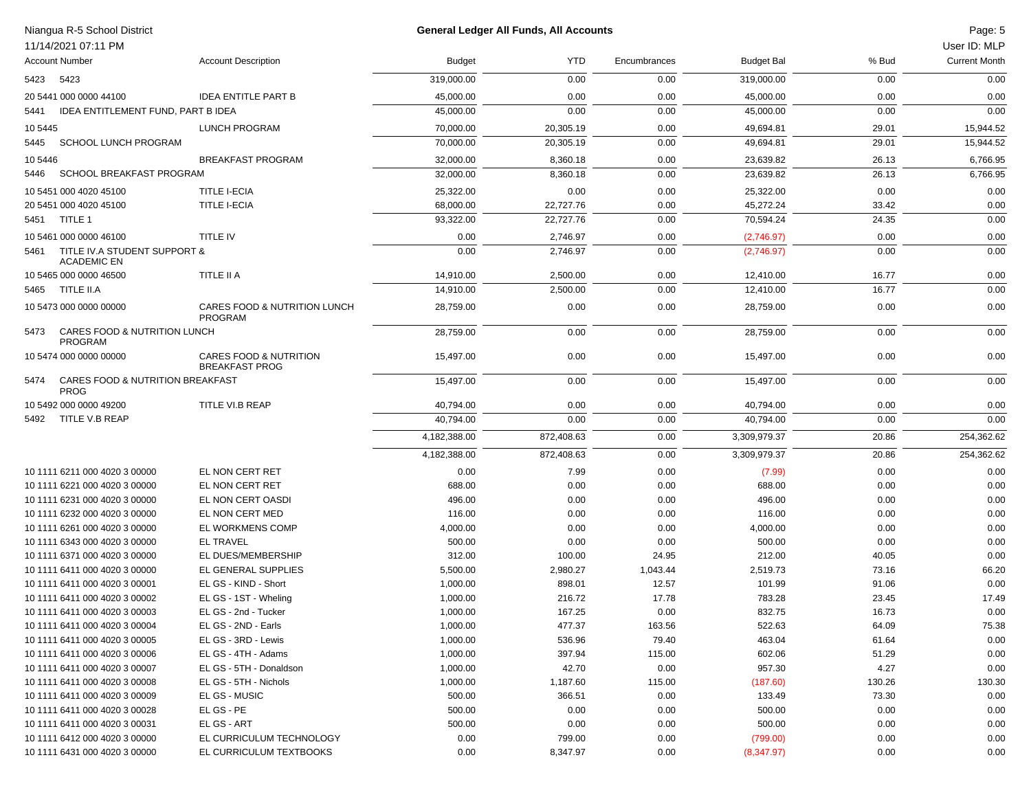Niangua R-5 School District

11/14/2021 07:11 PM

**General Ledger All Funds, All Accounts**

User ID: MLP

| Account Number | Account Description | Budget | YTD | Encumbrances | Budget Bal | % Bud | Current Month |
|---|---|---|---|---|---|---|---|
| 5423 5423 | | 319,000.00 | 0.00 | 0.00 | 319,000.00 | 0.00 | 0.00 |
| 20 5441 000 0000 44100 | IDEA ENTITLE PART B | 45,000.00 | 0.00 | 0.00 | 45,000.00 | 0.00 | 0.00 |
| 5441 IDEA ENTITLEMENT FUND, PART B IDEA | | 45,000.00 | 0.00 | 0.00 | 45,000.00 | 0.00 | 0.00 |
| 10 5445 | LUNCH PROGRAM | 70,000.00 | 20,305.19 | 0.00 | 49,694.81 | 29.01 | 15,944.52 |
| 5445 SCHOOL LUNCH PROGRAM | | 70,000.00 | 20,305.19 | 0.00 | 49,694.81 | 29.01 | 15,944.52 |
| 10 5446 | BREAKFAST PROGRAM | 32,000.00 | 8,360.18 | 0.00 | 23,639.82 | 26.13 | 6,766.95 |
| 5446 SCHOOL BREAKFAST PROGRAM | | 32,000.00 | 8,360.18 | 0.00 | 23,639.82 | 26.13 | 6,766.95 |
| 10 5451 000 4020 45100 | TITLE I-ECIA | 25,322.00 | 0.00 | 0.00 | 25,322.00 | 0.00 | 0.00 |
| 20 5451 000 4020 45100 | TITLE I-ECIA | 68,000.00 | 22,727.76 | 0.00 | 45,272.24 | 33.42 | 0.00 |
| 5451 TITLE 1 | | 93,322.00 | 22,727.76 | 0.00 | 70,594.24 | 24.35 | 0.00 |
| 10 5461 000 0000 46100 | TITLE IV | 0.00 | 2,746.97 | 0.00 | (2,746.97) | 0.00 | 0.00 |
| 5461 TITLE IV.A STUDENT SUPPORT & ACADEMIC EN | | 0.00 | 2,746.97 | 0.00 | (2,746.97) | 0.00 | 0.00 |
| 10 5465 000 0000 46500 | TITLE II A | 14,910.00 | 2,500.00 | 0.00 | 12,410.00 | 16.77 | 0.00 |
| 5465 TITLE II.A | | 14,910.00 | 2,500.00 | 0.00 | 12,410.00 | 16.77 | 0.00 |
| 10 5473 000 0000 00000 | CARES FOOD & NUTRITION LUNCH PROGRAM | 28,759.00 | 0.00 | 0.00 | 28,759.00 | 0.00 | 0.00 |
| 5473 CARES FOOD & NUTRITION LUNCH PROGRAM | | 28,759.00 | 0.00 | 0.00 | 28,759.00 | 0.00 | 0.00 |
| 10 5474 000 0000 00000 | CARES FOOD & NUTRITION BREAKFAST PROG | 15,497.00 | 0.00 | 0.00 | 15,497.00 | 0.00 | 0.00 |
| 5474 CARES FOOD & NUTRITION BREAKFAST PROG | | 15,497.00 | 0.00 | 0.00 | 15,497.00 | 0.00 | 0.00 |
| 10 5492 000 0000 49200 | TITLE VI.B REAP | 40,794.00 | 0.00 | 0.00 | 40,794.00 | 0.00 | 0.00 |
| 5492 TITLE V.B REAP | | 40,794.00 | 0.00 | 0.00 | 40,794.00 | 0.00 | 0.00 |
| | | 4,182,388.00 | 872,408.63 | 0.00 | 3,309,979.37 | 20.86 | 254,362.62 |
| | | 4,182,388.00 | 872,408.63 | 0.00 | 3,309,979.37 | 20.86 | 254,362.62 |
| 10 1111 6211 000 4020 3 00000 | EL NON CERT RET | 0.00 | 7.99 | 0.00 | (7.99) | 0.00 | 0.00 |
| 10 1111 6221 000 4020 3 00000 | EL NON CERT RET | 688.00 | 0.00 | 0.00 | 688.00 | 0.00 | 0.00 |
| 10 1111 6231 000 4020 3 00000 | EL NON CERT OASDI | 496.00 | 0.00 | 0.00 | 496.00 | 0.00 | 0.00 |
| 10 1111 6232 000 4020 3 00000 | EL NON CERT MED | 116.00 | 0.00 | 0.00 | 116.00 | 0.00 | 0.00 |
| 10 1111 6261 000 4020 3 00000 | EL WORKMENS COMP | 4,000.00 | 0.00 | 0.00 | 4,000.00 | 0.00 | 0.00 |
| 10 1111 6343 000 4020 3 00000 | EL TRAVEL | 500.00 | 0.00 | 0.00 | 500.00 | 0.00 | 0.00 |
| 10 1111 6371 000 4020 3 00000 | EL DUES/MEMBERSHIP | 312.00 | 100.00 | 24.95 | 212.00 | 40.05 | 0.00 |
| 10 1111 6411 000 4020 3 00000 | EL GENERAL SUPPLIES | 5,500.00 | 2,980.27 | 1,043.44 | 2,519.73 | 73.16 | 66.20 |
| 10 1111 6411 000 4020 3 00001 | EL GS - KIND - Short | 1,000.00 | 898.01 | 12.57 | 101.99 | 91.06 | 0.00 |
| 10 1111 6411 000 4020 3 00002 | EL GS - 1ST - Wheling | 1,000.00 | 216.72 | 17.78 | 783.28 | 23.45 | 17.49 |
| 10 1111 6411 000 4020 3 00003 | EL GS - 2nd - Tucker | 1,000.00 | 167.25 | 0.00 | 832.75 | 16.73 | 0.00 |
| 10 1111 6411 000 4020 3 00004 | EL GS - 2ND - Earls | 1,000.00 | 477.37 | 163.56 | 522.63 | 64.09 | 75.38 |
| 10 1111 6411 000 4020 3 00005 | EL GS - 3RD - Lewis | 1,000.00 | 536.96 | 79.40 | 463.04 | 61.64 | 0.00 |
| 10 1111 6411 000 4020 3 00006 | EL GS - 4TH - Adams | 1,000.00 | 397.94 | 115.00 | 602.06 | 51.29 | 0.00 |
| 10 1111 6411 000 4020 3 00007 | EL GS - 5TH - Donaldson | 1,000.00 | 42.70 | 0.00 | 957.30 | 4.27 | 0.00 |
| 10 1111 6411 000 4020 3 00008 | EL GS - 5TH - Nichols | 1,000.00 | 1,187.60 | 115.00 | (187.60) | 130.26 | 130.30 |
| 10 1111 6411 000 4020 3 00009 | EL GS - MUSIC | 500.00 | 366.51 | 0.00 | 133.49 | 73.30 | 0.00 |
| 10 1111 6411 000 4020 3 00028 | EL GS - PE | 500.00 | 0.00 | 0.00 | 500.00 | 0.00 | 0.00 |
| 10 1111 6411 000 4020 3 00031 | EL GS - ART | 500.00 | 0.00 | 0.00 | 500.00 | 0.00 | 0.00 |
| 10 1111 6412 000 4020 3 00000 | EL CURRICULUM TECHNOLOGY | 0.00 | 799.00 | 0.00 | (799.00) | 0.00 | 0.00 |
| 10 1111 6431 000 4020 3 00000 | EL CURRICULUM TEXTBOOKS | 0.00 | 8,347.97 | 0.00 | (8,347.97) | 0.00 | 0.00 |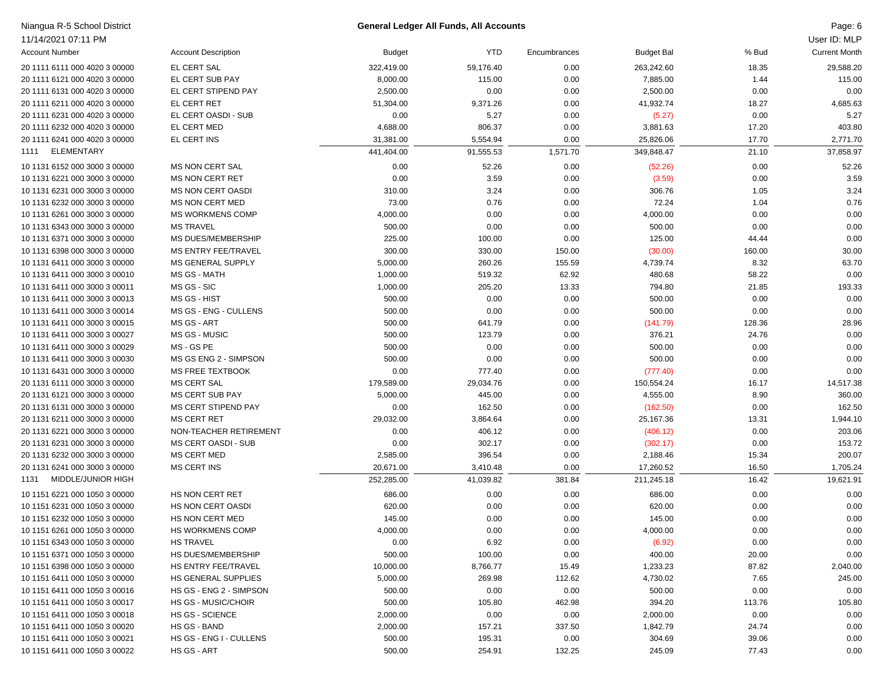Niangua R-5 School District

11/14/2021 07:11 PM

**General Ledger All Funds, All Accounts**

User ID: MLP

| Account Number | Account Description | Budget | YTD | Encumbrances | Budget Bal | % Bud | Current Month |
|---|---|---|---|---|---|---|---|
| 20 1111 6111 000 4020 3 00000 | EL CERT SAL | 322,419.00 | 59,176.40 | 0.00 | 263,242.60 | 18.35 | 29,588.20 |
| 20 1111 6121 000 4020 3 00000 | EL CERT SUB PAY | 8,000.00 | 115.00 | 0.00 | 7,885.00 | 1.44 | 115.00 |
| 20 1111 6131 000 4020 3 00000 | EL CERT STIPEND PAY | 2,500.00 | 0.00 | 0.00 | 2,500.00 | 0.00 | 0.00 |
| 20 1111 6211 000 4020 3 00000 | EL CERT RET | 51,304.00 | 9,371.26 | 0.00 | 41,932.74 | 18.27 | 4,685.63 |
| 20 1111 6231 000 4020 3 00000 | EL CERT OASDI - SUB | 0.00 | 5.27 | 0.00 | (5.27) | 0.00 | 5.27 |
| 20 1111 6232 000 4020 3 00000 | EL CERT MED | 4,688.00 | 806.37 | 0.00 | 3,881.63 | 17.20 | 403.80 |
| 20 1111 6241 000 4020 3 00000 | EL CERT INS | 31,381.00 | 5,554.94 | 0.00 | 25,826.06 | 17.70 | 2,771.70 |
| 1111 ELEMENTARY | | 441,404.00 | 91,555.53 | 1,571.70 | 349,848.47 | 21.10 | 37,858.97 |
| 10 1131 6152 000 3000 3 00000 | MS NON CERT SAL | 0.00 | 52.26 | 0.00 | (52.26) | 0.00 | 52.26 |
| 10 1131 6221 000 3000 3 00000 | MS NON CERT RET | 0.00 | 3.59 | 0.00 | (3.59) | 0.00 | 3.59 |
| 10 1131 6231 000 3000 3 00000 | MS NON CERT OASDI | 310.00 | 3.24 | 0.00 | 306.76 | 1.05 | 3.24 |
| 10 1131 6232 000 3000 3 00000 | MS NON CERT MED | 73.00 | 0.76 | 0.00 | 72.24 | 1.04 | 0.76 |
| 10 1131 6261 000 3000 3 00000 | MS WORKMENS COMP | 4,000.00 | 0.00 | 0.00 | 4,000.00 | 0.00 | 0.00 |
| 10 1131 6343 000 3000 3 00000 | MS TRAVEL | 500.00 | 0.00 | 0.00 | 500.00 | 0.00 | 0.00 |
| 10 1131 6371 000 3000 3 00000 | MS DUES/MEMBERSHIP | 225.00 | 100.00 | 0.00 | 125.00 | 44.44 | 0.00 |
| 10 1131 6398 000 3000 3 00000 | MS ENTRY FEE/TRAVEL | 300.00 | 330.00 | 150.00 | (30.00) | 160.00 | 30.00 |
| 10 1131 6411 000 3000 3 00000 | MS GENERAL SUPPLY | 5,000.00 | 260.26 | 155.59 | 4,739.74 | 8.32 | 63.70 |
| 10 1131 6411 000 3000 3 00010 | MS GS - MATH | 1,000.00 | 519.32 | 62.92 | 480.68 | 58.22 | 0.00 |
| 10 1131 6411 000 3000 3 00011 | MS GS - SIC | 1,000.00 | 205.20 | 13.33 | 794.80 | 21.85 | 193.33 |
| 10 1131 6411 000 3000 3 00013 | MS GS - HIST | 500.00 | 0.00 | 0.00 | 500.00 | 0.00 | 0.00 |
| 10 1131 6411 000 3000 3 00014 | MS GS - ENG - CULLENS | 500.00 | 0.00 | 0.00 | 500.00 | 0.00 | 0.00 |
| 10 1131 6411 000 3000 3 00015 | MS GS - ART | 500.00 | 641.79 | 0.00 | (141.79) | 128.36 | 28.96 |
| 10 1131 6411 000 3000 3 00027 | MS GS - MUSIC | 500.00 | 123.79 | 0.00 | 376.21 | 24.76 | 0.00 |
| 10 1131 6411 000 3000 3 00029 | MS - GS PE | 500.00 | 0.00 | 0.00 | 500.00 | 0.00 | 0.00 |
| 10 1131 6411 000 3000 3 00030 | MS GS ENG 2 - SIMPSON | 500.00 | 0.00 | 0.00 | 500.00 | 0.00 | 0.00 |
| 10 1131 6431 000 3000 3 00000 | MS FREE TEXTBOOK | 0.00 | 777.40 | 0.00 | (777.40) | 0.00 | 0.00 |
| 20 1131 6111 000 3000 3 00000 | MS CERT SAL | 179,589.00 | 29,034.76 | 0.00 | 150,554.24 | 16.17 | 14,517.38 |
| 20 1131 6121 000 3000 3 00000 | MS CERT SUB PAY | 5,000.00 | 445.00 | 0.00 | 4,555.00 | 8.90 | 360.00 |
| 20 1131 6131 000 3000 3 00000 | MS CERT STIPEND PAY | 0.00 | 162.50 | 0.00 | (162.50) | 0.00 | 162.50 |
| 20 1131 6211 000 3000 3 00000 | MS CERT RET | 29,032.00 | 3,864.64 | 0.00 | 25,167.36 | 13.31 | 1,944.10 |
| 20 1131 6221 000 3000 3 00000 | NON-TEACHER RETIREMENT | 0.00 | 406.12 | 0.00 | (406.12) | 0.00 | 203.06 |
| 20 1131 6231 000 3000 3 00000 | MS CERT OASDI - SUB | 0.00 | 302.17 | 0.00 | (302.17) | 0.00 | 153.72 |
| 20 1131 6232 000 3000 3 00000 | MS CERT MED | 2,585.00 | 396.54 | 0.00 | 2,188.46 | 15.34 | 200.07 |
| 20 1131 6241 000 3000 3 00000 | MS CERT INS | 20,671.00 | 3,410.48 | 0.00 | 17,260.52 | 16.50 | 1,705.24 |
| 1131 MIDDLE/JUNIOR HIGH | | 252,285.00 | 41,039.82 | 381.84 | 211,245.18 | 16.42 | 19,621.91 |
| 10 1151 6221 000 1050 3 00000 | HS NON CERT RET | 686.00 | 0.00 | 0.00 | 686.00 | 0.00 | 0.00 |
| 10 1151 6231 000 1050 3 00000 | HS NON CERT OASDI | 620.00 | 0.00 | 0.00 | 620.00 | 0.00 | 0.00 |
| 10 1151 6232 000 1050 3 00000 | HS NON CERT MED | 145.00 | 0.00 | 0.00 | 145.00 | 0.00 | 0.00 |
| 10 1151 6261 000 1050 3 00000 | HS WORKMENS COMP | 4,000.00 | 0.00 | 0.00 | 4,000.00 | 0.00 | 0.00 |
| 10 1151 6343 000 1050 3 00000 | HS TRAVEL | 0.00 | 6.92 | 0.00 | (6.92) | 0.00 | 0.00 |
| 10 1151 6371 000 1050 3 00000 | HS DUES/MEMBERSHIP | 500.00 | 100.00 | 0.00 | 400.00 | 20.00 | 0.00 |
| 10 1151 6398 000 1050 3 00000 | HS ENTRY FEE/TRAVEL | 10,000.00 | 8,766.77 | 15.49 | 1,233.23 | 87.82 | 2,040.00 |
| 10 1151 6411 000 1050 3 00000 | HS GENERAL SUPPLIES | 5,000.00 | 269.98 | 112.62 | 4,730.02 | 7.65 | 245.00 |
| 10 1151 6411 000 1050 3 00016 | HS GS - ENG 2 - SIMPSON | 500.00 | 0.00 | 0.00 | 500.00 | 0.00 | 0.00 |
| 10 1151 6411 000 1050 3 00017 | HS GS - MUSIC/CHOIR | 500.00 | 105.80 | 462.98 | 394.20 | 113.76 | 105.80 |
| 10 1151 6411 000 1050 3 00018 | HS GS - SCIENCE | 2,000.00 | 0.00 | 0.00 | 2,000.00 | 0.00 | 0.00 |
| 10 1151 6411 000 1050 3 00020 | HS GS - BAND | 2,000.00 | 157.21 | 337.50 | 1,842.79 | 24.74 | 0.00 |
| 10 1151 6411 000 1050 3 00021 | HS GS - ENG I - CULLENS | 500.00 | 195.31 | 0.00 | 304.69 | 39.06 | 0.00 |
| 10 1151 6411 000 1050 3 00022 | HS GS - ART | 500.00 | 254.91 | 132.25 | 245.09 | 77.43 | 0.00 |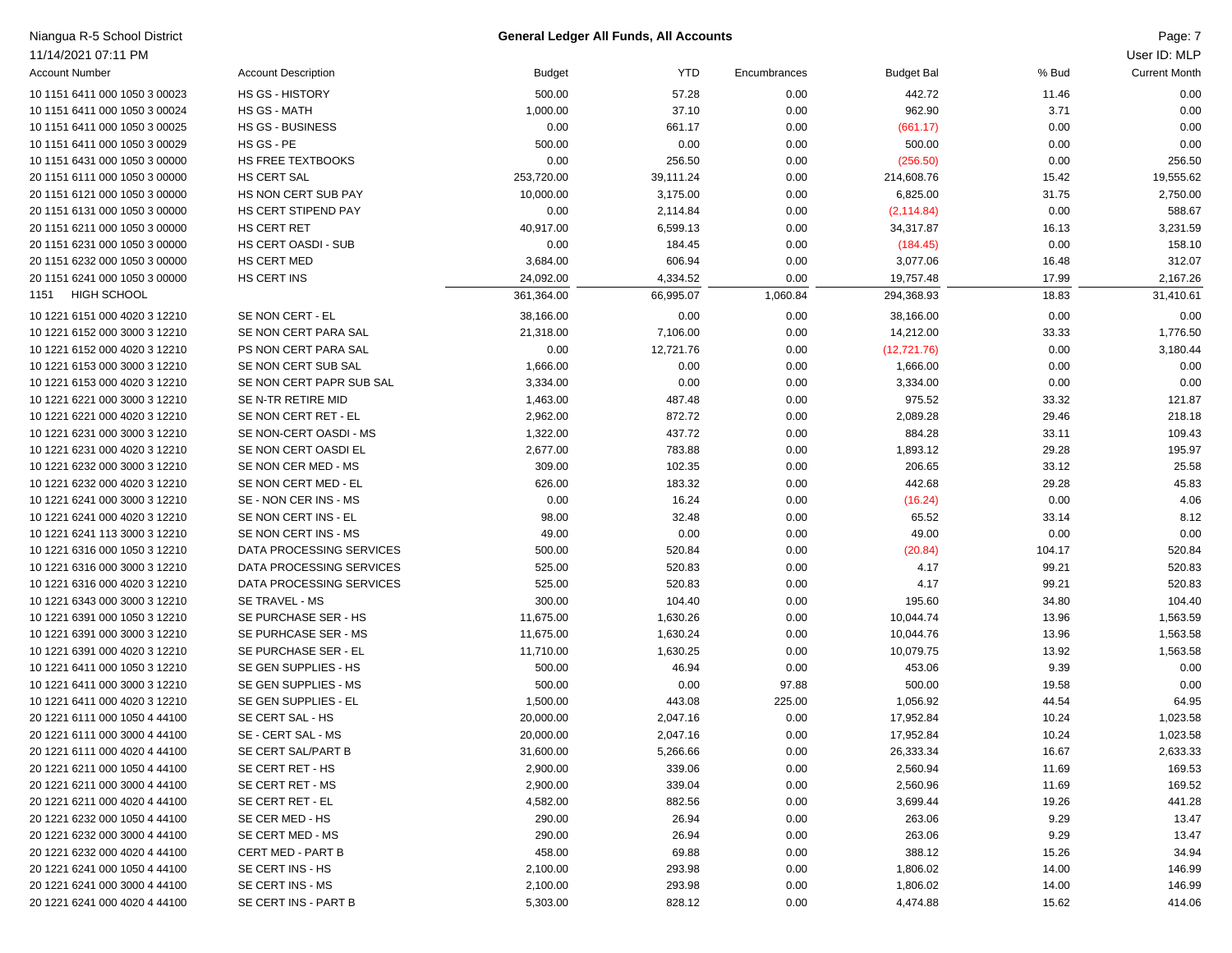Niangua R-5 School District
11/14/2021 07:11 PM

**General Ledger All Funds, All Accounts**

User ID: MLP

| Account Number | Account Description | Budget | YTD | Encumbrances | Budget Bal | % Bud | Current Month |
|---|---|---|---|---|---|---|---|
| 10 1151 6411 000 1050 3 00023 | HS GS - HISTORY | 500.00 | 57.28 | 0.00 | 442.72 | 11.46 | 0.00 |
| 10 1151 6411 000 1050 3 00024 | HS GS - MATH | 1,000.00 | 37.10 | 0.00 | 962.90 | 3.71 | 0.00 |
| 10 1151 6411 000 1050 3 00025 | HS GS - BUSINESS | 0.00 | 661.17 | 0.00 | (661.17) | 0.00 | 0.00 |
| 10 1151 6411 000 1050 3 00029 | HS GS - PE | 500.00 | 0.00 | 0.00 | 500.00 | 0.00 | 0.00 |
| 10 1151 6431 000 1050 3 00000 | HS FREE TEXTBOOKS | 0.00 | 256.50 | 0.00 | (256.50) | 0.00 | 256.50 |
| 20 1151 6111 000 1050 3 00000 | HS CERT SAL | 253,720.00 | 39,111.24 | 0.00 | 214,608.76 | 15.42 | 19,555.62 |
| 20 1151 6121 000 1050 3 00000 | HS NON CERT SUB PAY | 10,000.00 | 3,175.00 | 0.00 | 6,825.00 | 31.75 | 2,750.00 |
| 20 1151 6131 000 1050 3 00000 | HS CERT STIPEND PAY | 0.00 | 2,114.84 | 0.00 | (2,114.84) | 0.00 | 588.67 |
| 20 1151 6211 000 1050 3 00000 | HS CERT RET | 40,917.00 | 6,599.13 | 0.00 | 34,317.87 | 16.13 | 3,231.59 |
| 20 1151 6231 000 1050 3 00000 | HS CERT OASDI - SUB | 0.00 | 184.45 | 0.00 | (184.45) | 0.00 | 158.10 |
| 20 1151 6232 000 1050 3 00000 | HS CERT MED | 3,684.00 | 606.94 | 0.00 | 3,077.06 | 16.48 | 312.07 |
| 20 1151 6241 000 1050 3 00000 | HS CERT INS | 24,092.00 | 4,334.52 | 0.00 | 19,757.48 | 17.99 | 2,167.26 |
| 1151 HIGH SCHOOL | | 361,364.00 | 66,995.07 | 1,060.84 | 294,368.93 | 18.83 | 31,410.61 |
| 10 1221 6151 000 4020 3 12210 | SE NON CERT - EL | 38,166.00 | 0.00 | 0.00 | 38,166.00 | 0.00 | 0.00 |
| 10 1221 6152 000 3000 3 12210 | SE NON CERT PARA SAL | 21,318.00 | 7,106.00 | 0.00 | 14,212.00 | 33.33 | 1,776.50 |
| 10 1221 6152 000 4020 3 12210 | PS NON CERT PARA SAL | 0.00 | 12,721.76 | 0.00 | (12,721.76) | 0.00 | 3,180.44 |
| 10 1221 6153 000 3000 3 12210 | SE NON CERT SUB SAL | 1,666.00 | 0.00 | 0.00 | 1,666.00 | 0.00 | 0.00 |
| 10 1221 6153 000 4020 3 12210 | SE NON CERT PAPR SUB SAL | 3,334.00 | 0.00 | 0.00 | 3,334.00 | 0.00 | 0.00 |
| 10 1221 6221 000 3000 3 12210 | SE N-TR RETIRE MID | 1,463.00 | 487.48 | 0.00 | 975.52 | 33.32 | 121.87 |
| 10 1221 6221 000 4020 3 12210 | SE NON CERT RET - EL | 2,962.00 | 872.72 | 0.00 | 2,089.28 | 29.46 | 218.18 |
| 10 1221 6231 000 3000 3 12210 | SE NON-CERT OASDI - MS | 1,322.00 | 437.72 | 0.00 | 884.28 | 33.11 | 109.43 |
| 10 1221 6231 000 4020 3 12210 | SE NON CERT OASDI EL | 2,677.00 | 783.88 | 0.00 | 1,893.12 | 29.28 | 195.97 |
| 10 1221 6232 000 3000 3 12210 | SE NON CER MED - MS | 309.00 | 102.35 | 0.00 | 206.65 | 33.12 | 25.58 |
| 10 1221 6232 000 4020 3 12210 | SE NON CERT MED - EL | 626.00 | 183.32 | 0.00 | 442.68 | 29.28 | 45.83 |
| 10 1221 6241 000 3000 3 12210 | SE - NON CER INS - MS | 0.00 | 16.24 | 0.00 | (16.24) | 0.00 | 4.06 |
| 10 1221 6241 000 4020 3 12210 | SE NON CERT INS - EL | 98.00 | 32.48 | 0.00 | 65.52 | 33.14 | 8.12 |
| 10 1221 6241 113 3000 3 12210 | SE NON CERT INS - MS | 49.00 | 0.00 | 0.00 | 49.00 | 0.00 | 0.00 |
| 10 1221 6316 000 1050 3 12210 | DATA PROCESSING SERVICES | 500.00 | 520.84 | 0.00 | (20.84) | 104.17 | 520.84 |
| 10 1221 6316 000 3000 3 12210 | DATA PROCESSING SERVICES | 525.00 | 520.83 | 0.00 | 4.17 | 99.21 | 520.83 |
| 10 1221 6316 000 4020 3 12210 | DATA PROCESSING SERVICES | 525.00 | 520.83 | 0.00 | 4.17 | 99.21 | 520.83 |
| 10 1221 6343 000 3000 3 12210 | SE TRAVEL - MS | 300.00 | 104.40 | 0.00 | 195.60 | 34.80 | 104.40 |
| 10 1221 6391 000 1050 3 12210 | SE PURCHASE SER - HS | 11,675.00 | 1,630.26 | 0.00 | 10,044.74 | 13.96 | 1,563.59 |
| 10 1221 6391 000 3000 3 12210 | SE PURHCASE SER - MS | 11,675.00 | 1,630.24 | 0.00 | 10,044.76 | 13.96 | 1,563.58 |
| 10 1221 6391 000 4020 3 12210 | SE PURCHASE SER - EL | 11,710.00 | 1,630.25 | 0.00 | 10,079.75 | 13.92 | 1,563.58 |
| 10 1221 6411 000 1050 3 12210 | SE GEN SUPPLIES - HS | 500.00 | 46.94 | 0.00 | 453.06 | 9.39 | 0.00 |
| 10 1221 6411 000 3000 3 12210 | SE GEN SUPPLIES - MS | 500.00 | 0.00 | 97.88 | 500.00 | 19.58 | 0.00 |
| 10 1221 6411 000 4020 3 12210 | SE GEN SUPPLIES - EL | 1,500.00 | 443.08 | 225.00 | 1,056.92 | 44.54 | 64.95 |
| 20 1221 6111 000 1050 4 44100 | SE CERT SAL - HS | 20,000.00 | 2,047.16 | 0.00 | 17,952.84 | 10.24 | 1,023.58 |
| 20 1221 6111 000 3000 4 44100 | SE - CERT SAL - MS | 20,000.00 | 2,047.16 | 0.00 | 17,952.84 | 10.24 | 1,023.58 |
| 20 1221 6111 000 4020 4 44100 | SE CERT SAL/PART B | 31,600.00 | 5,266.66 | 0.00 | 26,333.34 | 16.67 | 2,633.33 |
| 20 1221 6211 000 1050 4 44100 | SE CERT RET - HS | 2,900.00 | 339.06 | 0.00 | 2,560.94 | 11.69 | 169.53 |
| 20 1221 6211 000 3000 4 44100 | SE CERT RET - MS | 2,900.00 | 339.04 | 0.00 | 2,560.96 | 11.69 | 169.52 |
| 20 1221 6211 000 4020 4 44100 | SE CERT RET - EL | 4,582.00 | 882.56 | 0.00 | 3,699.44 | 19.26 | 441.28 |
| 20 1221 6232 000 1050 4 44100 | SE CER MED - HS | 290.00 | 26.94 | 0.00 | 263.06 | 9.29 | 13.47 |
| 20 1221 6232 000 3000 4 44100 | SE CERT MED - MS | 290.00 | 26.94 | 0.00 | 263.06 | 9.29 | 13.47 |
| 20 1221 6232 000 4020 4 44100 | CERT MED - PART B | 458.00 | 69.88 | 0.00 | 388.12 | 15.26 | 34.94 |
| 20 1221 6241 000 1050 4 44100 | SE CERT INS - HS | 2,100.00 | 293.98 | 0.00 | 1,806.02 | 14.00 | 146.99 |
| 20 1221 6241 000 3000 4 44100 | SE CERT INS - MS | 2,100.00 | 293.98 | 0.00 | 1,806.02 | 14.00 | 146.99 |
| 20 1221 6241 000 4020 4 44100 | SE CERT INS - PART B | 5,303.00 | 828.12 | 0.00 | 4,474.88 | 15.62 | 414.06 |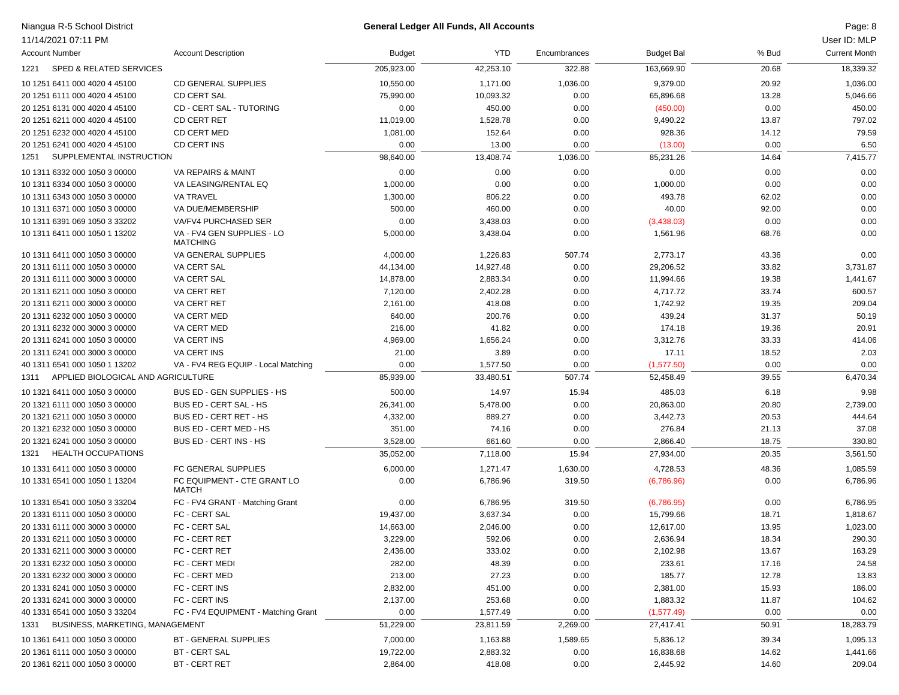| Account Number | Account Description | Budget | YTD | Encumbrances | Budget Bal | % Bud | Current Month |
|---|---|---|---|---|---|---|---|
| 1221 SPED & RELATED SERVICES | | 205,923.00 | 42,253.10 | 322.88 | 163,669.90 | 20.68 | 18,339.32 |
| 10 1251 6411 000 4020 4 45100 | CD GENERAL SUPPLIES | 10,550.00 | 1,171.00 | 1,036.00 | 9,379.00 | 20.92 | 1,036.00 |
| 20 1251 6111 000 4020 4 45100 | CD CERT SAL | 75,990.00 | 10,093.32 | 0.00 | 65,896.68 | 13.28 | 5,046.66 |
| 20 1251 6131 000 4020 4 45100 | CD - CERT SAL - TUTORING | 0.00 | 450.00 | 0.00 | (450.00) | 0.00 | 450.00 |
| 20 1251 6211 000 4020 4 45100 | CD CERT RET | 11,019.00 | 1,528.78 | 0.00 | 9,490.22 | 13.87 | 797.02 |
| 20 1251 6232 000 4020 4 45100 | CD CERT MED | 1,081.00 | 152.64 | 0.00 | 928.36 | 14.12 | 79.59 |
| 20 1251 6241 000 4020 4 45100 | CD CERT INS | 0.00 | 13.00 | 0.00 | (13.00) | 0.00 | 6.50 |
| 1251 SUPPLEMENTAL INSTRUCTION | | 98,640.00 | 13,408.74 | 1,036.00 | 85,231.26 | 14.64 | 7,415.77 |
| 10 1311 6332 000 1050 3 00000 | VA REPAIRS & MAINT | 0.00 | 0.00 | 0.00 | 0.00 | 0.00 | 0.00 |
| 10 1311 6334 000 1050 3 00000 | VA LEASING/RENTAL EQ | 1,000.00 | 0.00 | 0.00 | 1,000.00 | 0.00 | 0.00 |
| 10 1311 6343 000 1050 3 00000 | VA TRAVEL | 1,300.00 | 806.22 | 0.00 | 493.78 | 62.02 | 0.00 |
| 10 1311 6371 000 1050 3 00000 | VA DUE/MEMBERSHIP | 500.00 | 460.00 | 0.00 | 40.00 | 92.00 | 0.00 |
| 10 1311 6391 069 1050 3 33202 | VA/FV4 PURCHASED SER | 0.00 | 3,438.03 | 0.00 | (3,438.03) | 0.00 | 0.00 |
| 10 1311 6411 000 1050 1 13202 | VA - FV4 GEN SUPPLIES - LO MATCHING | 5,000.00 | 3,438.04 | 0.00 | 1,561.96 | 68.76 | 0.00 |
| 10 1311 6411 000 1050 3 00000 | VA GENERAL SUPPLIES | 4,000.00 | 1,226.83 | 507.74 | 2,773.17 | 43.36 | 0.00 |
| 20 1311 6111 000 1050 3 00000 | VA CERT SAL | 44,134.00 | 14,927.48 | 0.00 | 29,206.52 | 33.82 | 3,731.87 |
| 20 1311 6111 000 3000 3 00000 | VA CERT SAL | 14,878.00 | 2,883.34 | 0.00 | 11,994.66 | 19.38 | 1,441.67 |
| 20 1311 6211 000 1050 3 00000 | VA CERT RET | 7,120.00 | 2,402.28 | 0.00 | 4,717.72 | 33.74 | 600.57 |
| 20 1311 6211 000 3000 3 00000 | VA CERT RET | 2,161.00 | 418.08 | 0.00 | 1,742.92 | 19.35 | 209.04 |
| 20 1311 6232 000 1050 3 00000 | VA CERT MED | 640.00 | 200.76 | 0.00 | 439.24 | 31.37 | 50.19 |
| 20 1311 6232 000 3000 3 00000 | VA CERT MED | 216.00 | 41.82 | 0.00 | 174.18 | 19.36 | 20.91 |
| 20 1311 6241 000 1050 3 00000 | VA CERT INS | 4,969.00 | 1,656.24 | 0.00 | 3,312.76 | 33.33 | 414.06 |
| 20 1311 6241 000 3000 3 00000 | VA CERT INS | 21.00 | 3.89 | 0.00 | 17.11 | 18.52 | 2.03 |
| 40 1311 6541 000 1050 1 13202 | VA - FV4 REG EQUIP - Local Matching | 0.00 | 1,577.50 | 0.00 | (1,577.50) | 0.00 | 0.00 |
| 1311 APPLIED BIOLOGICAL AND AGRICULTURE | | 85,939.00 | 33,480.51 | 507.74 | 52,458.49 | 39.55 | 6,470.34 |
| 10 1321 6411 000 1050 3 00000 | BUS ED - GEN SUPPLIES - HS | 500.00 | 14.97 | 15.94 | 485.03 | 6.18 | 9.98 |
| 20 1321 6111 000 1050 3 00000 | BUS ED - CERT SAL - HS | 26,341.00 | 5,478.00 | 0.00 | 20,863.00 | 20.80 | 2,739.00 |
| 20 1321 6211 000 1050 3 00000 | BUS ED - CERT RET - HS | 4,332.00 | 889.27 | 0.00 | 3,442.73 | 20.53 | 444.64 |
| 20 1321 6232 000 1050 3 00000 | BUS ED - CERT MED - HS | 351.00 | 74.16 | 0.00 | 276.84 | 21.13 | 37.08 |
| 20 1321 6241 000 1050 3 00000 | BUS ED - CERT INS - HS | 3,528.00 | 661.60 | 0.00 | 2,866.40 | 18.75 | 330.80 |
| 1321 HEALTH OCCUPATIONS | | 35,052.00 | 7,118.00 | 15.94 | 27,934.00 | 20.35 | 3,561.50 |
| 10 1331 6411 000 1050 3 00000 | FC GENERAL SUPPLIES | 6,000.00 | 1,271.47 | 1,630.00 | 4,728.53 | 48.36 | 1,085.59 |
| 10 1331 6541 000 1050 1 13204 | FC EQUIPMENT - CTE GRANT LO MATCH | 0.00 | 6,786.96 | 319.50 | (6,786.96) | 0.00 | 6,786.96 |
| 10 1331 6541 000 1050 3 33204 | FC - FV4 GRANT - Matching Grant | 0.00 | 6,786.95 | 319.50 | (6,786.95) | 0.00 | 6,786.95 |
| 20 1331 6111 000 1050 3 00000 | FC - CERT SAL | 19,437.00 | 3,637.34 | 0.00 | 15,799.66 | 18.71 | 1,818.67 |
| 20 1331 6111 000 3000 3 00000 | FC - CERT SAL | 14,663.00 | 2,046.00 | 0.00 | 12,617.00 | 13.95 | 1,023.00 |
| 20 1331 6211 000 1050 3 00000 | FC - CERT RET | 3,229.00 | 592.06 | 0.00 | 2,636.94 | 18.34 | 290.30 |
| 20 1331 6211 000 3000 3 00000 | FC - CERT RET | 2,436.00 | 333.02 | 0.00 | 2,102.98 | 13.67 | 163.29 |
| 20 1331 6232 000 1050 3 00000 | FC - CERT MEDI | 282.00 | 48.39 | 0.00 | 233.61 | 17.16 | 24.58 |
| 20 1331 6232 000 3000 3 00000 | FC - CERT MED | 213.00 | 27.23 | 0.00 | 185.77 | 12.78 | 13.83 |
| 20 1331 6241 000 1050 3 00000 | FC - CERT INS | 2,832.00 | 451.00 | 0.00 | 2,381.00 | 15.93 | 186.00 |
| 20 1331 6241 000 3000 3 00000 | FC - CERT INS | 2,137.00 | 253.68 | 0.00 | 1,883.32 | 11.87 | 104.62 |
| 40 1331 6541 000 1050 3 33204 | FC - FV4 EQUIPMENT - Matching Grant | 0.00 | 1,577.49 | 0.00 | (1,577.49) | 0.00 | 0.00 |
| 1331 BUSINESS, MARKETING, MANAGEMENT | | 51,229.00 | 23,811.59 | 2,269.00 | 27,417.41 | 50.91 | 18,283.79 |
| 10 1361 6411 000 1050 3 00000 | BT - GENERAL SUPPLIES | 7,000.00 | 1,163.88 | 1,589.65 | 5,836.12 | 39.34 | 1,095.13 |
| 20 1361 6111 000 1050 3 00000 | BT - CERT SAL | 19,722.00 | 2,883.32 | 0.00 | 16,838.68 | 14.62 | 1,441.66 |
| 20 1361 6211 000 1050 3 00000 | BT - CERT RET | 2,864.00 | 418.08 | 0.00 | 2,445.92 | 14.60 | 209.04 |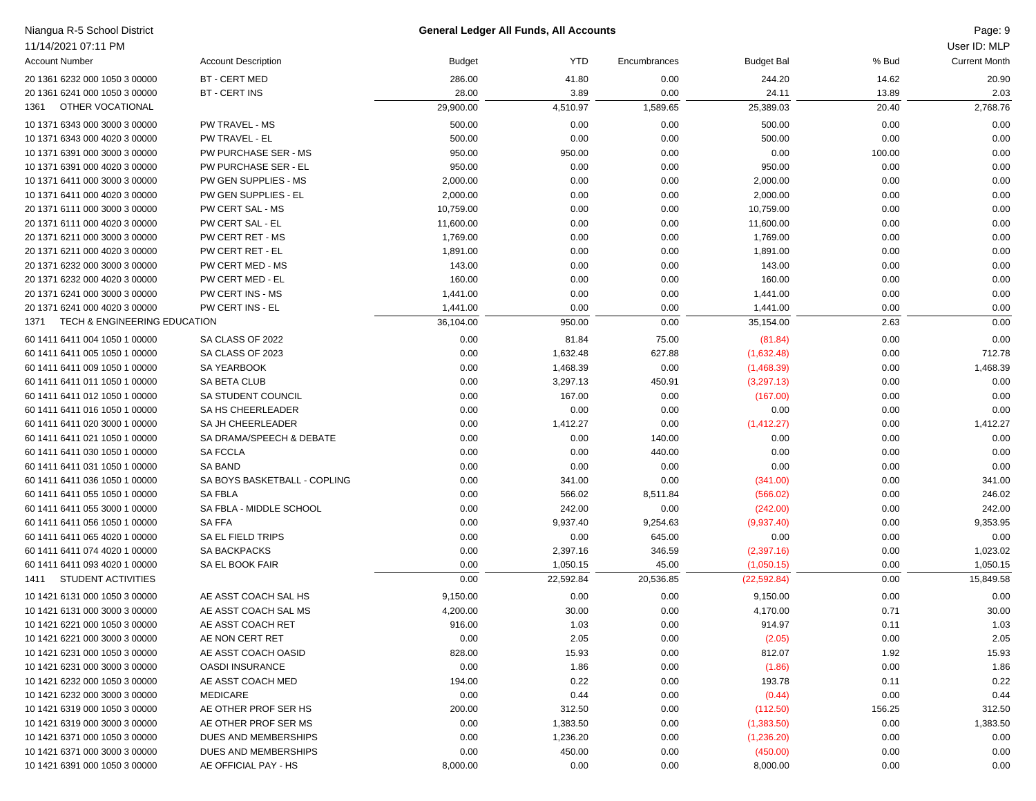| Account Number | Account Description | Budget | YTD | Encumbrances | Budget Bal | % Bud | Current Month |
|---|---|---|---|---|---|---|---|
| 20 1361 6232 000 1050 3 00000 | BT - CERT MED | 286.00 | 41.80 | 0.00 | 244.20 | 14.62 | 20.90 |
| 20 1361 6241 000 1050 3 00000 | BT - CERT INS | 28.00 | 3.89 | 0.00 | 24.11 | 13.89 | 2.03 |
| 1361 OTHER VOCATIONAL | | 29,900.00 | 4,510.97 | 1,589.65 | 25,389.03 | 20.40 | 2,768.76 |
| 10 1371 6343 000 3000 3 00000 | PW TRAVEL - MS | 500.00 | 0.00 | 0.00 | 500.00 | 0.00 | 0.00 |
| 10 1371 6343 000 4020 3 00000 | PW TRAVEL - EL | 500.00 | 0.00 | 0.00 | 500.00 | 0.00 | 0.00 |
| 10 1371 6391 000 3000 3 00000 | PW PURCHASE SER - MS | 950.00 | 950.00 | 0.00 | 0.00 | 100.00 | 0.00 |
| 10 1371 6391 000 4020 3 00000 | PW PURCHASE SER - EL | 950.00 | 0.00 | 0.00 | 950.00 | 0.00 | 0.00 |
| 10 1371 6411 000 3000 3 00000 | PW GEN SUPPLIES - MS | 2,000.00 | 0.00 | 0.00 | 2,000.00 | 0.00 | 0.00 |
| 10 1371 6411 000 4020 3 00000 | PW GEN SUPPLIES - EL | 2,000.00 | 0.00 | 0.00 | 2,000.00 | 0.00 | 0.00 |
| 20 1371 6111 000 3000 3 00000 | PW CERT SAL - MS | 10,759.00 | 0.00 | 0.00 | 10,759.00 | 0.00 | 0.00 |
| 20 1371 6111 000 4020 3 00000 | PW CERT SAL - EL | 11,600.00 | 0.00 | 0.00 | 11,600.00 | 0.00 | 0.00 |
| 20 1371 6211 000 3000 3 00000 | PW CERT RET - MS | 1,769.00 | 0.00 | 0.00 | 1,769.00 | 0.00 | 0.00 |
| 20 1371 6211 000 4020 3 00000 | PW CERT RET - EL | 1,891.00 | 0.00 | 0.00 | 1,891.00 | 0.00 | 0.00 |
| 20 1371 6232 000 3000 3 00000 | PW CERT MED - MS | 143.00 | 0.00 | 0.00 | 143.00 | 0.00 | 0.00 |
| 20 1371 6232 000 4020 3 00000 | PW CERT MED - EL | 160.00 | 0.00 | 0.00 | 160.00 | 0.00 | 0.00 |
| 20 1371 6241 000 3000 3 00000 | PW CERT INS - MS | 1,441.00 | 0.00 | 0.00 | 1,441.00 | 0.00 | 0.00 |
| 20 1371 6241 000 4020 3 00000 | PW CERT INS - EL | 1,441.00 | 0.00 | 0.00 | 1,441.00 | 0.00 | 0.00 |
| 1371 TECH & ENGINEERING EDUCATION | | 36,104.00 | 950.00 | 0.00 | 35,154.00 | 2.63 | 0.00 |
| 60 1411 6411 004 1050 1 00000 | SA CLASS OF 2022 | 0.00 | 81.84 | 75.00 | (81.84) | 0.00 | 0.00 |
| 60 1411 6411 005 1050 1 00000 | SA CLASS OF 2023 | 0.00 | 1,632.48 | 627.88 | (1,632.48) | 0.00 | 712.78 |
| 60 1411 6411 009 1050 1 00000 | SA YEARBOOK | 0.00 | 1,468.39 | 0.00 | (1,468.39) | 0.00 | 1,468.39 |
| 60 1411 6411 011 1050 1 00000 | SA BETA CLUB | 0.00 | 3,297.13 | 450.91 | (3,297.13) | 0.00 | 0.00 |
| 60 1411 6411 012 1050 1 00000 | SA STUDENT COUNCIL | 0.00 | 167.00 | 0.00 | (167.00) | 0.00 | 0.00 |
| 60 1411 6411 016 1050 1 00000 | SA HS CHEERLEADER | 0.00 | 0.00 | 0.00 | 0.00 | 0.00 | 0.00 |
| 60 1411 6411 020 3000 1 00000 | SA JH CHEERLEADER | 0.00 | 1,412.27 | 0.00 | (1,412.27) | 0.00 | 1,412.27 |
| 60 1411 6411 021 1050 1 00000 | SA DRAMA/SPEECH & DEBATE | 0.00 | 0.00 | 140.00 | 0.00 | 0.00 | 0.00 |
| 60 1411 6411 030 1050 1 00000 | SA FCCLA | 0.00 | 0.00 | 440.00 | 0.00 | 0.00 | 0.00 |
| 60 1411 6411 031 1050 1 00000 | SA BAND | 0.00 | 0.00 | 0.00 | 0.00 | 0.00 | 0.00 |
| 60 1411 6411 036 1050 1 00000 | SA BOYS BASKETBALL - COPLING | 0.00 | 341.00 | 0.00 | (341.00) | 0.00 | 341.00 |
| 60 1411 6411 055 1050 1 00000 | SA FBLA | 0.00 | 566.02 | 8,511.84 | (566.02) | 0.00 | 246.02 |
| 60 1411 6411 055 3000 1 00000 | SA FBLA - MIDDLE SCHOOL | 0.00 | 242.00 | 0.00 | (242.00) | 0.00 | 242.00 |
| 60 1411 6411 056 1050 1 00000 | SA FFA | 0.00 | 9,937.40 | 9,254.63 | (9,937.40) | 0.00 | 9,353.95 |
| 60 1411 6411 065 4020 1 00000 | SA EL FIELD TRIPS | 0.00 | 0.00 | 645.00 | 0.00 | 0.00 | 0.00 |
| 60 1411 6411 074 4020 1 00000 | SA BACKPACKS | 0.00 | 2,397.16 | 346.59 | (2,397.16) | 0.00 | 1,023.02 |
| 60 1411 6411 093 4020 1 00000 | SA EL BOOK FAIR | 0.00 | 1,050.15 | 45.00 | (1,050.15) | 0.00 | 1,050.15 |
| 1411 STUDENT ACTIVITIES | | 0.00 | 22,592.84 | 20,536.85 | (22,592.84) | 0.00 | 15,849.58 |
| 10 1421 6131 000 1050 3 00000 | AE ASST COACH SAL HS | 9,150.00 | 0.00 | 0.00 | 9,150.00 | 0.00 | 0.00 |
| 10 1421 6131 000 3000 3 00000 | AE ASST COACH SAL MS | 4,200.00 | 30.00 | 0.00 | 4,170.00 | 0.71 | 30.00 |
| 10 1421 6221 000 1050 3 00000 | AE ASST COACH RET | 916.00 | 1.03 | 0.00 | 914.97 | 0.11 | 1.03 |
| 10 1421 6221 000 3000 3 00000 | AE NON CERT RET | 0.00 | 2.05 | 0.00 | (2.05) | 0.00 | 2.05 |
| 10 1421 6231 000 1050 3 00000 | AE ASST COACH OASID | 828.00 | 15.93 | 0.00 | 812.07 | 1.92 | 15.93 |
| 10 1421 6231 000 3000 3 00000 | OASDI INSURANCE | 0.00 | 1.86 | 0.00 | (1.86) | 0.00 | 1.86 |
| 10 1421 6232 000 1050 3 00000 | AE ASST COACH MED | 194.00 | 0.22 | 0.00 | 193.78 | 0.11 | 0.22 |
| 10 1421 6232 000 3000 3 00000 | MEDICARE | 0.00 | 0.44 | 0.00 | (0.44) | 0.00 | 0.44 |
| 10 1421 6319 000 1050 3 00000 | AE OTHER PROF SER HS | 200.00 | 312.50 | 0.00 | (112.50) | 156.25 | 312.50 |
| 10 1421 6319 000 3000 3 00000 | AE OTHER PROF SER MS | 0.00 | 1,383.50 | 0.00 | (1,383.50) | 0.00 | 1,383.50 |
| 10 1421 6371 000 1050 3 00000 | DUES AND MEMBERSHIPS | 0.00 | 1,236.20 | 0.00 | (1,236.20) | 0.00 | 0.00 |
| 10 1421 6371 000 3000 3 00000 | DUES AND MEMBERSHIPS | 0.00 | 450.00 | 0.00 | (450.00) | 0.00 | 0.00 |
| 10 1421 6391 000 1050 3 00000 | AE OFFICIAL PAY - HS | 8,000.00 | 0.00 | 0.00 | 8,000.00 | 0.00 | 0.00 |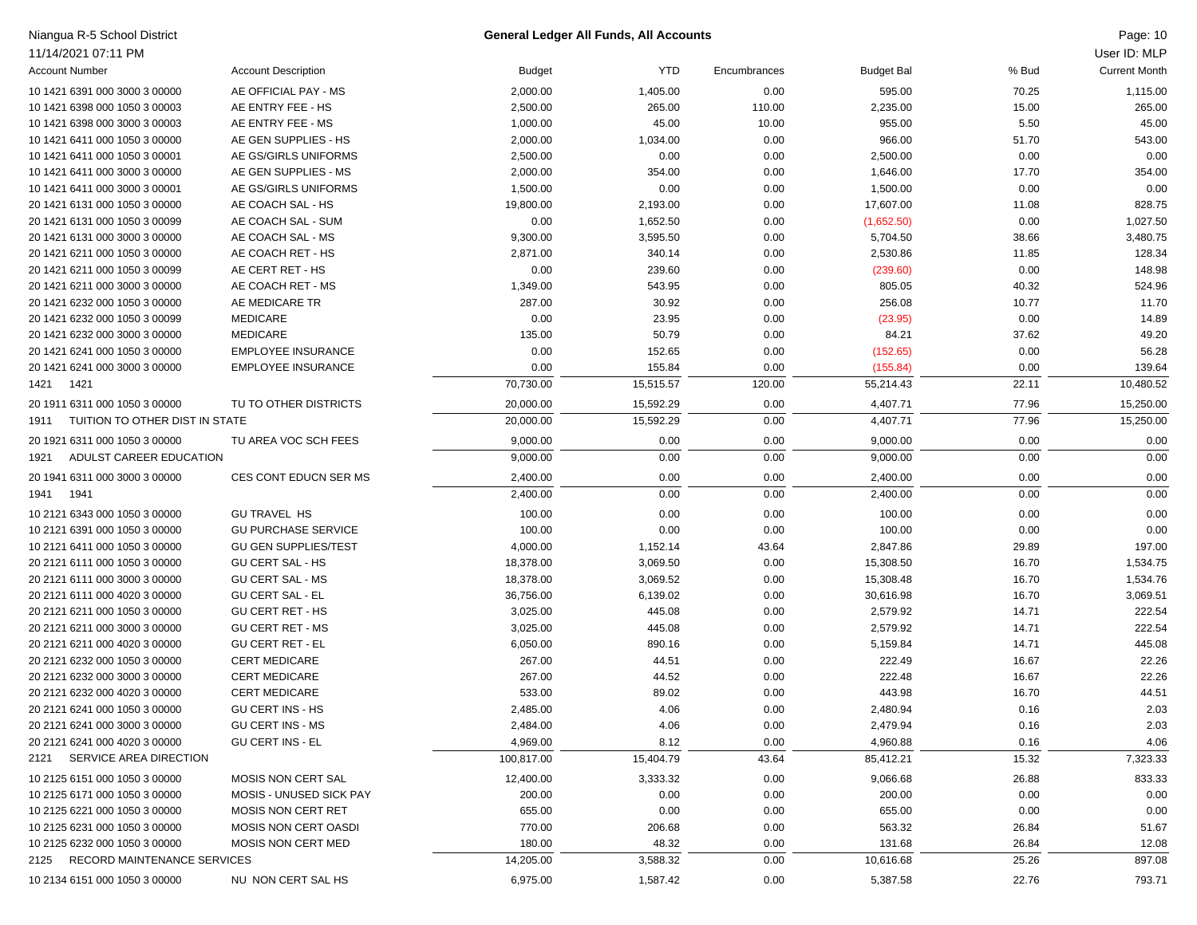Niangua R-5 School District

11/14/2021 07:11 PM

**General Ledger All Funds, All Accounts**

User ID: MLP

| Account Number | Account Description | Budget | YTD | Encumbrances | Budget Bal | % Bud | Current Month |
|---|---|---|---|---|---|---|---|
| 10 1421 6391 000 3000 3 00000 | AE OFFICIAL PAY - MS | 2,000.00 | 1,405.00 | 0.00 | 595.00 | 70.25 | 1,115.00 |
| 10 1421 6398 000 1050 3 00003 | AE ENTRY FEE - HS | 2,500.00 | 265.00 | 110.00 | 2,235.00 | 15.00 | 265.00 |
| 10 1421 6398 000 3000 3 00003 | AE ENTRY FEE - MS | 1,000.00 | 45.00 | 10.00 | 955.00 | 5.50 | 45.00 |
| 10 1421 6411 000 1050 3 00000 | AE GEN SUPPLIES - HS | 2,000.00 | 1,034.00 | 0.00 | 966.00 | 51.70 | 543.00 |
| 10 1421 6411 000 1050 3 00001 | AE GS/GIRLS UNIFORMS | 2,500.00 | 0.00 | 0.00 | 2,500.00 | 0.00 | 0.00 |
| 10 1421 6411 000 3000 3 00000 | AE GEN SUPPLIES - MS | 2,000.00 | 354.00 | 0.00 | 1,646.00 | 17.70 | 354.00 |
| 10 1421 6411 000 3000 3 00001 | AE GS/GIRLS UNIFORMS | 1,500.00 | 0.00 | 0.00 | 1,500.00 | 0.00 | 0.00 |
| 20 1421 6131 000 1050 3 00000 | AE COACH SAL - HS | 19,800.00 | 2,193.00 | 0.00 | 17,607.00 | 11.08 | 828.75 |
| 20 1421 6131 000 1050 3 00099 | AE COACH SAL - SUM | 0.00 | 1,652.50 | 0.00 | (1,652.50) | 0.00 | 1,027.50 |
| 20 1421 6131 000 3000 3 00000 | AE COACH SAL - MS | 9,300.00 | 3,595.50 | 0.00 | 5,704.50 | 38.66 | 3,480.75 |
| 20 1421 6211 000 1050 3 00000 | AE COACH RET - HS | 2,871.00 | 340.14 | 0.00 | 2,530.86 | 11.85 | 128.34 |
| 20 1421 6211 000 1050 3 00099 | AE CERT RET - HS | 0.00 | 239.60 | 0.00 | (239.60) | 0.00 | 148.98 |
| 20 1421 6211 000 3000 3 00000 | AE COACH RET - MS | 1,349.00 | 543.95 | 0.00 | 805.05 | 40.32 | 524.96 |
| 20 1421 6232 000 1050 3 00000 | AE MEDICARE TR | 287.00 | 30.92 | 0.00 | 256.08 | 10.77 | 11.70 |
| 20 1421 6232 000 1050 3 00099 | MEDICARE | 0.00 | 23.95 | 0.00 | (23.95) | 0.00 | 14.89 |
| 20 1421 6232 000 3000 3 00000 | MEDICARE | 135.00 | 50.79 | 0.00 | 84.21 | 37.62 | 49.20 |
| 20 1421 6241 000 1050 3 00000 | EMPLOYEE INSURANCE | 0.00 | 152.65 | 0.00 | (152.65) | 0.00 | 56.28 |
| 20 1421 6241 000 3000 3 00000 | EMPLOYEE INSURANCE | 0.00 | 155.84 | 0.00 | (155.84) | 0.00 | 139.64 |
| 1421 1421 | | 70,730.00 | 15,515.57 | 120.00 | 55,214.43 | 22.11 | 10,480.52 |
| 20 1911 6311 000 1050 3 00000 | TU TO OTHER DISTRICTS | 20,000.00 | 15,592.29 | 0.00 | 4,407.71 | 77.96 | 15,250.00 |
| 1911 TUITION TO OTHER DIST IN STATE | | 20,000.00 | 15,592.29 | 0.00 | 4,407.71 | 77.96 | 15,250.00 |
| 20 1921 6311 000 1050 3 00000 | TU AREA VOC SCH FEES | 9,000.00 | 0.00 | 0.00 | 9,000.00 | 0.00 | 0.00 |
| 1921 ADULST CAREER EDUCATION | | 9,000.00 | 0.00 | 0.00 | 9,000.00 | 0.00 | 0.00 |
| 20 1941 6311 000 3000 3 00000 | CES CONT EDUCN SER MS | 2,400.00 | 0.00 | 0.00 | 2,400.00 | 0.00 | 0.00 |
| 1941 1941 | | 2,400.00 | 0.00 | 0.00 | 2,400.00 | 0.00 | 0.00 |
| 10 2121 6343 000 1050 3 00000 | GU TRAVEL HS | 100.00 | 0.00 | 0.00 | 100.00 | 0.00 | 0.00 |
| 10 2121 6391 000 1050 3 00000 | GU PURCHASE SERVICE | 100.00 | 0.00 | 0.00 | 100.00 | 0.00 | 0.00 |
| 10 2121 6411 000 1050 3 00000 | GU GEN SUPPLIES/TEST | 4,000.00 | 1,152.14 | 43.64 | 2,847.86 | 29.89 | 197.00 |
| 20 2121 6111 000 1050 3 00000 | GU CERT SAL - HS | 18,378.00 | 3,069.50 | 0.00 | 15,308.50 | 16.70 | 1,534.75 |
| 20 2121 6111 000 3000 3 00000 | GU CERT SAL - MS | 18,378.00 | 3,069.52 | 0.00 | 15,308.48 | 16.70 | 1,534.76 |
| 20 2121 6111 000 4020 3 00000 | GU CERT SAL - EL | 36,756.00 | 6,139.02 | 0.00 | 30,616.98 | 16.70 | 3,069.51 |
| 20 2121 6211 000 1050 3 00000 | GU CERT RET - HS | 3,025.00 | 445.08 | 0.00 | 2,579.92 | 14.71 | 222.54 |
| 20 2121 6211 000 3000 3 00000 | GU CERT RET - MS | 3,025.00 | 445.08 | 0.00 | 2,579.92 | 14.71 | 222.54 |
| 20 2121 6211 000 4020 3 00000 | GU CERT RET - EL | 6,050.00 | 890.16 | 0.00 | 5,159.84 | 14.71 | 445.08 |
| 20 2121 6232 000 1050 3 00000 | CERT MEDICARE | 267.00 | 44.51 | 0.00 | 222.49 | 16.67 | 22.26 |
| 20 2121 6232 000 3000 3 00000 | CERT MEDICARE | 267.00 | 44.52 | 0.00 | 222.48 | 16.67 | 22.26 |
| 20 2121 6232 000 4020 3 00000 | CERT MEDICARE | 533.00 | 89.02 | 0.00 | 443.98 | 16.70 | 44.51 |
| 20 2121 6241 000 1050 3 00000 | GU CERT INS - HS | 2,485.00 | 4.06 | 0.00 | 2,480.94 | 0.16 | 2.03 |
| 20 2121 6241 000 3000 3 00000 | GU CERT INS - MS | 2,484.00 | 4.06 | 0.00 | 2,479.94 | 0.16 | 2.03 |
| 20 2121 6241 000 4020 3 00000 | GU CERT INS - EL | 4,969.00 | 8.12 | 0.00 | 4,960.88 | 0.16 | 4.06 |
| 2121 SERVICE AREA DIRECTION | | 100,817.00 | 15,404.79 | 43.64 | 85,412.21 | 15.32 | 7,323.33 |
| 10 2125 6151 000 1050 3 00000 | MOSIS NON CERT SAL | 12,400.00 | 3,333.32 | 0.00 | 9,066.68 | 26.88 | 833.33 |
| 10 2125 6171 000 1050 3 00000 | MOSIS - UNUSED SICK PAY | 200.00 | 0.00 | 0.00 | 200.00 | 0.00 | 0.00 |
| 10 2125 6221 000 1050 3 00000 | MOSIS NON CERT RET | 655.00 | 0.00 | 0.00 | 655.00 | 0.00 | 0.00 |
| 10 2125 6231 000 1050 3 00000 | MOSIS NON CERT OASDI | 770.00 | 206.68 | 0.00 | 563.32 | 26.84 | 51.67 |
| 10 2125 6232 000 1050 3 00000 | MOSIS NON CERT MED | 180.00 | 48.32 | 0.00 | 131.68 | 26.84 | 12.08 |
| 2125 RECORD MAINTENANCE SERVICES | | 14,205.00 | 3,588.32 | 0.00 | 10,616.68 | 25.26 | 897.08 |
| 10 2134 6151 000 1050 3 00000 | NU NON CERT SAL HS | 6,975.00 | 1,587.42 | 0.00 | 5,387.58 | 22.76 | 793.71 |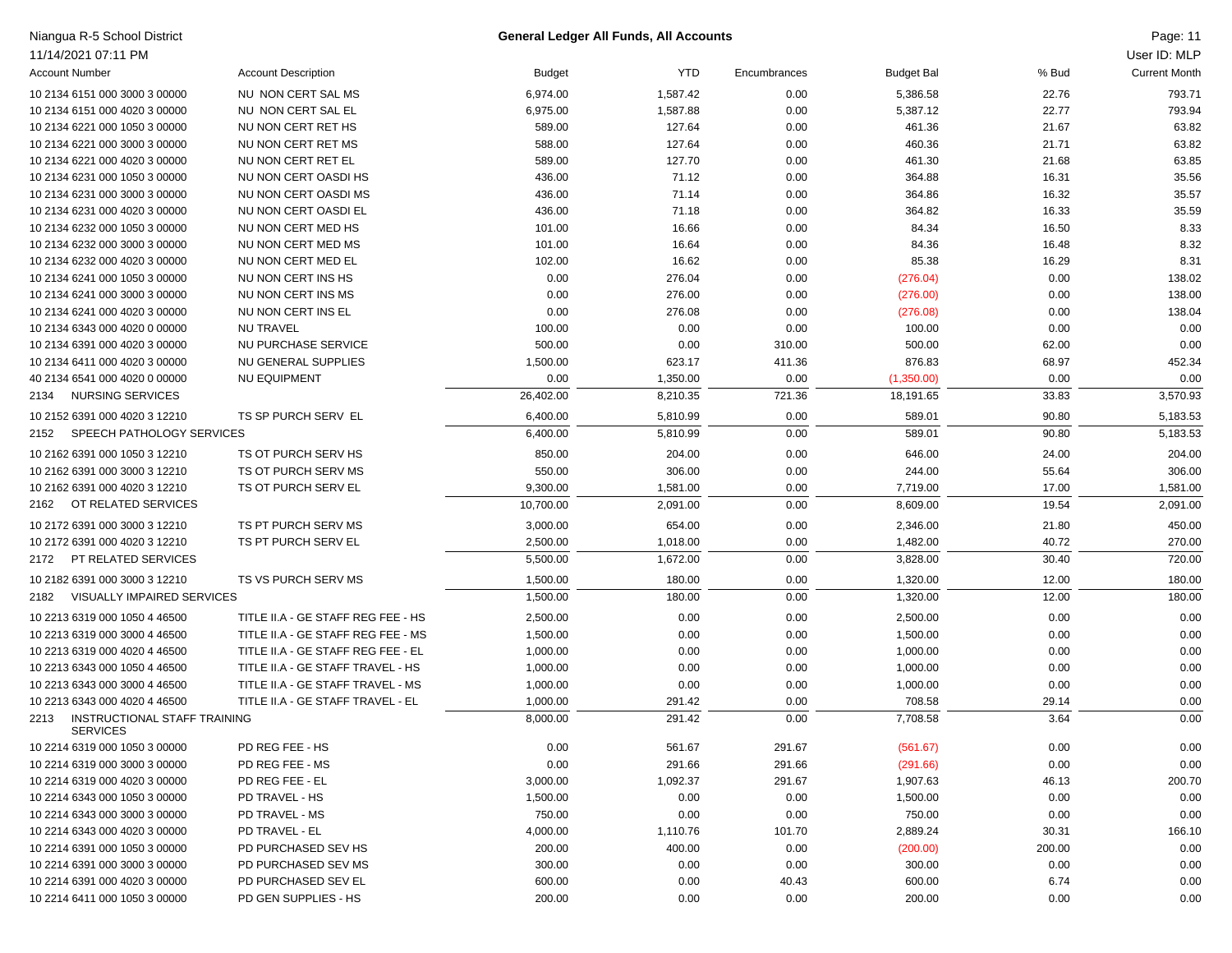| Account Number | Account Description | Budget | YTD | Encumbrances | Budget Bal | % Bud | Current Month |
|---|---|---|---|---|---|---|---|
| 10 2134 6151 000 3000 3 00000 | NU NON CERT SAL MS | 6,974.00 | 1,587.42 | 0.00 | 5,386.58 | 22.76 | 793.71 |
| 10 2134 6151 000 4020 3 00000 | NU NON CERT SAL EL | 6,975.00 | 1,587.88 | 0.00 | 5,387.12 | 22.77 | 793.94 |
| 10 2134 6221 000 1050 3 00000 | NU NON CERT RET HS | 589.00 | 127.64 | 0.00 | 461.36 | 21.67 | 63.82 |
| 10 2134 6221 000 3000 3 00000 | NU NON CERT RET MS | 588.00 | 127.64 | 0.00 | 460.36 | 21.71 | 63.82 |
| 10 2134 6221 000 4020 3 00000 | NU NON CERT RET EL | 589.00 | 127.70 | 0.00 | 461.30 | 21.68 | 63.85 |
| 10 2134 6231 000 1050 3 00000 | NU NON CERT OASDI HS | 436.00 | 71.12 | 0.00 | 364.88 | 16.31 | 35.56 |
| 10 2134 6231 000 3000 3 00000 | NU NON CERT OASDI MS | 436.00 | 71.14 | 0.00 | 364.86 | 16.32 | 35.57 |
| 10 2134 6231 000 4020 3 00000 | NU NON CERT OASDI EL | 436.00 | 71.18 | 0.00 | 364.82 | 16.33 | 35.59 |
| 10 2134 6232 000 1050 3 00000 | NU NON CERT MED HS | 101.00 | 16.66 | 0.00 | 84.34 | 16.50 | 8.33 |
| 10 2134 6232 000 3000 3 00000 | NU NON CERT MED MS | 101.00 | 16.64 | 0.00 | 84.36 | 16.48 | 8.32 |
| 10 2134 6232 000 4020 3 00000 | NU NON CERT MED EL | 102.00 | 16.62 | 0.00 | 85.38 | 16.29 | 8.31 |
| 10 2134 6241 000 1050 3 00000 | NU NON CERT INS HS | 0.00 | 276.04 | 0.00 | (276.04) | 0.00 | 138.02 |
| 10 2134 6241 000 3000 3 00000 | NU NON CERT INS MS | 0.00 | 276.00 | 0.00 | (276.00) | 0.00 | 138.00 |
| 10 2134 6241 000 4020 3 00000 | NU NON CERT INS EL | 0.00 | 276.08 | 0.00 | (276.08) | 0.00 | 138.04 |
| 10 2134 6343 000 4020 0 00000 | NU TRAVEL | 100.00 | 0.00 | 0.00 | 100.00 | 0.00 | 0.00 |
| 10 2134 6391 000 4020 3 00000 | NU PURCHASE SERVICE | 500.00 | 0.00 | 310.00 | 500.00 | 62.00 | 0.00 |
| 10 2134 6411 000 4020 3 00000 | NU GENERAL SUPPLIES | 1,500.00 | 623.17 | 411.36 | 876.83 | 68.97 | 452.34 |
| 40 2134 6541 000 4020 0 00000 | NU EQUIPMENT | 0.00 | 1,350.00 | 0.00 | (1,350.00) | 0.00 | 0.00 |
| 2134 NURSING SERVICES | | 26,402.00 | 8,210.35 | 721.36 | 18,191.65 | 33.83 | 3,570.93 |
| 10 2152 6391 000 4020 3 12210 | TS SP PURCH SERV EL | 6,400.00 | 5,810.99 | 0.00 | 589.01 | 90.80 | 5,183.53 |
| 2152 SPEECH PATHOLOGY SERVICES | | 6,400.00 | 5,810.99 | 0.00 | 589.01 | 90.80 | 5,183.53 |
| 10 2162 6391 000 1050 3 12210 | TS OT PURCH SERV HS | 850.00 | 204.00 | 0.00 | 646.00 | 24.00 | 204.00 |
| 10 2162 6391 000 3000 3 12210 | TS OT PURCH SERV MS | 550.00 | 306.00 | 0.00 | 244.00 | 55.64 | 306.00 |
| 10 2162 6391 000 4020 3 12210 | TS OT PURCH SERV EL | 9,300.00 | 1,581.00 | 0.00 | 7,719.00 | 17.00 | 1,581.00 |
| 2162 OT RELATED SERVICES | | 10,700.00 | 2,091.00 | 0.00 | 8,609.00 | 19.54 | 2,091.00 |
| 10 2172 6391 000 3000 3 12210 | TS PT PURCH SERV MS | 3,000.00 | 654.00 | 0.00 | 2,346.00 | 21.80 | 450.00 |
| 10 2172 6391 000 4020 3 12210 | TS PT PURCH SERV EL | 2,500.00 | 1,018.00 | 0.00 | 1,482.00 | 40.72 | 270.00 |
| 2172 PT RELATED SERVICES | | 5,500.00 | 1,672.00 | 0.00 | 3,828.00 | 30.40 | 720.00 |
| 10 2182 6391 000 3000 3 12210 | TS VS PURCH SERV MS | 1,500.00 | 180.00 | 0.00 | 1,320.00 | 12.00 | 180.00 |
| 2182 VISUALLY IMPAIRED SERVICES | | 1,500.00 | 180.00 | 0.00 | 1,320.00 | 12.00 | 180.00 |
| 10 2213 6319 000 1050 4 46500 | TITLE II.A - GE STAFF REG FEE - HS | 2,500.00 | 0.00 | 0.00 | 2,500.00 | 0.00 | 0.00 |
| 10 2213 6319 000 3000 4 46500 | TITLE II.A - GE STAFF REG FEE - MS | 1,500.00 | 0.00 | 0.00 | 1,500.00 | 0.00 | 0.00 |
| 10 2213 6319 000 4020 4 46500 | TITLE II.A - GE STAFF REG FEE - EL | 1,000.00 | 0.00 | 0.00 | 1,000.00 | 0.00 | 0.00 |
| 10 2213 6343 000 1050 4 46500 | TITLE II.A - GE STAFF TRAVEL - HS | 1,000.00 | 0.00 | 0.00 | 1,000.00 | 0.00 | 0.00 |
| 10 2213 6343 000 3000 4 46500 | TITLE II.A - GE STAFF TRAVEL - MS | 1,000.00 | 0.00 | 0.00 | 1,000.00 | 0.00 | 0.00 |
| 10 2213 6343 000 4020 4 46500 | TITLE II.A - GE STAFF TRAVEL - EL | 1,000.00 | 291.42 | 0.00 | 708.58 | 29.14 | 0.00 |
| 2213 INSTRUCTIONAL STAFF TRAINING SERVICES | | 8,000.00 | 291.42 | 0.00 | 7,708.58 | 3.64 | 0.00 |
| 10 2214 6319 000 1050 3 00000 | PD REG FEE - HS | 0.00 | 561.67 | 291.67 | (561.67) | 0.00 | 0.00 |
| 10 2214 6319 000 3000 3 00000 | PD REG FEE - MS | 0.00 | 291.66 | 291.66 | (291.66) | 0.00 | 0.00 |
| 10 2214 6319 000 4020 3 00000 | PD REG FEE - EL | 3,000.00 | 1,092.37 | 291.67 | 1,907.63 | 46.13 | 200.70 |
| 10 2214 6343 000 1050 3 00000 | PD TRAVEL - HS | 1,500.00 | 0.00 | 0.00 | 1,500.00 | 0.00 | 0.00 |
| 10 2214 6343 000 3000 3 00000 | PD TRAVEL - MS | 750.00 | 0.00 | 0.00 | 750.00 | 0.00 | 0.00 |
| 10 2214 6343 000 4020 3 00000 | PD TRAVEL - EL | 4,000.00 | 1,110.76 | 101.70 | 2,889.24 | 30.31 | 166.10 |
| 10 2214 6391 000 1050 3 00000 | PD PURCHASED SEV HS | 200.00 | 400.00 | 0.00 | (200.00) | 200.00 | 0.00 |
| 10 2214 6391 000 3000 3 00000 | PD PURCHASED SEV MS | 300.00 | 0.00 | 0.00 | 300.00 | 0.00 | 0.00 |
| 10 2214 6391 000 4020 3 00000 | PD PURCHASED SEV EL | 600.00 | 0.00 | 40.43 | 600.00 | 6.74 | 0.00 |
| 10 2214 6411 000 1050 3 00000 | PD GEN SUPPLIES - HS | 200.00 | 0.00 | 0.00 | 200.00 | 0.00 | 0.00 |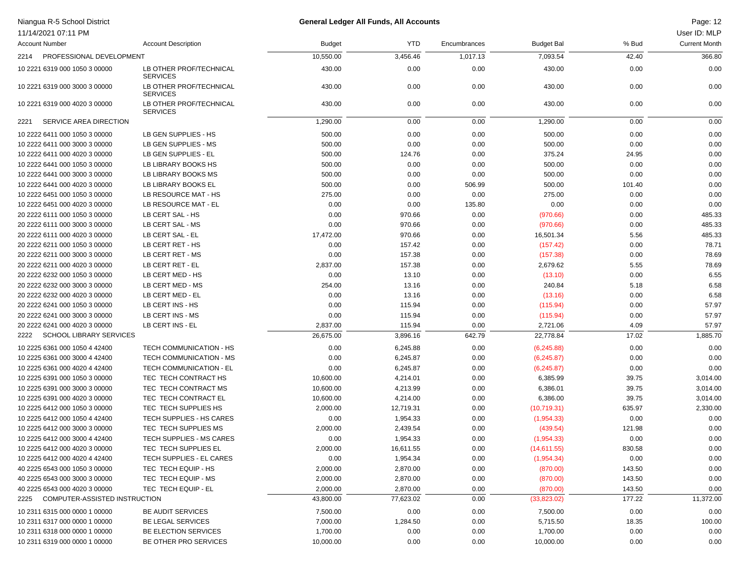Niangua R-5 School District

**General Ledger All Funds, All Accounts**

11/14/2021 07:11 PM

User ID: MLP

| Account Number | Account Description | Budget | YTD | Encumbrances | Budget Bal | % Bud | Current Month |
|---|---|---|---|---|---|---|---|
| 2214 PROFESSIONAL DEVELOPMENT | | 10,550.00 | 3,456.46 | 1,017.13 | 7,093.54 | 42.40 | 366.80 |
| 10 2221 6319 000 1050 3 00000 | LB OTHER PROF/TECHNICAL SERVICES | 430.00 | 0.00 | 0.00 | 430.00 | 0.00 | 0.00 |
| 10 2221 6319 000 3000 3 00000 | LB OTHER PROF/TECHNICAL SERVICES | 430.00 | 0.00 | 0.00 | 430.00 | 0.00 | 0.00 |
| 10 2221 6319 000 4020 3 00000 | LB OTHER PROF/TECHNICAL SERVICES | 430.00 | 0.00 | 0.00 | 430.00 | 0.00 | 0.00 |
| 2221 SERVICE AREA DIRECTION | | 1,290.00 | 0.00 | 0.00 | 1,290.00 | 0.00 | 0.00 |
| 10 2222 6411 000 1050 3 00000 | LB GEN SUPPLIES - HS | 500.00 | 0.00 | 0.00 | 500.00 | 0.00 | 0.00 |
| 10 2222 6411 000 3000 3 00000 | LB GEN SUPPLIES - MS | 500.00 | 0.00 | 0.00 | 500.00 | 0.00 | 0.00 |
| 10 2222 6411 000 4020 3 00000 | LB GEN SUPPLIES - EL | 500.00 | 124.76 | 0.00 | 375.24 | 24.95 | 0.00 |
| 10 2222 6441 000 1050 3 00000 | LB LIBRARY BOOKS HS | 500.00 | 0.00 | 0.00 | 500.00 | 0.00 | 0.00 |
| 10 2222 6441 000 3000 3 00000 | LB LIBRARY BOOKS MS | 500.00 | 0.00 | 0.00 | 500.00 | 0.00 | 0.00 |
| 10 2222 6441 000 4020 3 00000 | LB LIBRARY BOOKS EL | 500.00 | 0.00 | 506.99 | 500.00 | 101.40 | 0.00 |
| 10 2222 6451 000 1050 3 00000 | LB RESOURCE MAT - HS | 275.00 | 0.00 | 0.00 | 275.00 | 0.00 | 0.00 |
| 10 2222 6451 000 4020 3 00000 | LB RESOURCE MAT - EL | 0.00 | 0.00 | 135.80 | 0.00 | 0.00 | 0.00 |
| 20 2222 6111 000 1050 3 00000 | LB CERT SAL - HS | 0.00 | 970.66 | 0.00 | (970.66) | 0.00 | 485.33 |
| 20 2222 6111 000 3000 3 00000 | LB CERT SAL - MS | 0.00 | 970.66 | 0.00 | (970.66) | 0.00 | 485.33 |
| 20 2222 6111 000 4020 3 00000 | LB CERT SAL - EL | 17,472.00 | 970.66 | 0.00 | 16,501.34 | 5.56 | 485.33 |
| 20 2222 6211 000 1050 3 00000 | LB CERT RET - HS | 0.00 | 157.42 | 0.00 | (157.42) | 0.00 | 78.71 |
| 20 2222 6211 000 3000 3 00000 | LB CERT RET - MS | 0.00 | 157.38 | 0.00 | (157.38) | 0.00 | 78.69 |
| 20 2222 6211 000 4020 3 00000 | LB CERT RET - EL | 2,837.00 | 157.38 | 0.00 | 2,679.62 | 5.55 | 78.69 |
| 20 2222 6232 000 1050 3 00000 | LB CERT MED - HS | 0.00 | 13.10 | 0.00 | (13.10) | 0.00 | 6.55 |
| 20 2222 6232 000 3000 3 00000 | LB CERT MED - MS | 254.00 | 13.16 | 0.00 | 240.84 | 5.18 | 6.58 |
| 20 2222 6232 000 4020 3 00000 | LB CERT MED - EL | 0.00 | 13.16 | 0.00 | (13.16) | 0.00 | 6.58 |
| 20 2222 6241 000 1050 3 00000 | LB CERT INS - HS | 0.00 | 115.94 | 0.00 | (115.94) | 0.00 | 57.97 |
| 20 2222 6241 000 3000 3 00000 | LB CERT INS - MS | 0.00 | 115.94 | 0.00 | (115.94) | 0.00 | 57.97 |
| 20 2222 6241 000 4020 3 00000 | LB CERT INS - EL | 2,837.00 | 115.94 | 0.00 | 2,721.06 | 4.09 | 57.97 |
| 2222 SCHOOL LIBRARY SERVICES | | 26,675.00 | 3,896.16 | 642.79 | 22,778.84 | 17.02 | 1,885.70 |
| 10 2225 6361 000 1050 4 42400 | TECH COMMUNICATION - HS | 0.00 | 6,245.88 | 0.00 | (6,245.88) | 0.00 | 0.00 |
| 10 2225 6361 000 3000 4 42400 | TECH COMMUNICATION - MS | 0.00 | 6,245.87 | 0.00 | (6,245.87) | 0.00 | 0.00 |
| 10 2225 6361 000 4020 4 42400 | TECH COMMUNICATION - EL | 0.00 | 6,245.87 | 0.00 | (6,245.87) | 0.00 | 0.00 |
| 10 2225 6391 000 1050 3 00000 | TEC TECH CONTRACT HS | 10,600.00 | 4,214.01 | 0.00 | 6,385.99 | 39.75 | 3,014.00 |
| 10 2225 6391 000 3000 3 00000 | TEC TECH CONTRACT MS | 10,600.00 | 4,213.99 | 0.00 | 6,386.01 | 39.75 | 3,014.00 |
| 10 2225 6391 000 4020 3 00000 | TEC TECH CONTRACT EL | 10,600.00 | 4,214.00 | 0.00 | 6,386.00 | 39.75 | 3,014.00 |
| 10 2225 6412 000 1050 3 00000 | TEC TECH SUPPLIES HS | 2,000.00 | 12,719.31 | 0.00 | (10,719.31) | 635.97 | 2,330.00 |
| 10 2225 6412 000 1050 4 42400 | TECH SUPPLIES - HS CARES | 0.00 | 1,954.33 | 0.00 | (1,954.33) | 0.00 | 0.00 |
| 10 2225 6412 000 3000 3 00000 | TEC TECH SUPPLIES MS | 2,000.00 | 2,439.54 | 0.00 | (439.54) | 121.98 | 0.00 |
| 10 2225 6412 000 3000 4 42400 | TECH SUPPLIES - MS CARES | 0.00 | 1,954.33 | 0.00 | (1,954.33) | 0.00 | 0.00 |
| 10 2225 6412 000 4020 3 00000 | TEC TECH SUPPLIES EL | 2,000.00 | 16,611.55 | 0.00 | (14,611.55) | 830.58 | 0.00 |
| 10 2225 6412 000 4020 4 42400 | TECH SUPPLIES - EL CARES | 0.00 | 1,954.34 | 0.00 | (1,954.34) | 0.00 | 0.00 |
| 40 2225 6543 000 1050 3 00000 | TEC TECH EQUIP - HS | 2,000.00 | 2,870.00 | 0.00 | (870.00) | 143.50 | 0.00 |
| 40 2225 6543 000 3000 3 00000 | TEC TECH EQUIP - MS | 2,000.00 | 2,870.00 | 0.00 | (870.00) | 143.50 | 0.00 |
| 40 2225 6543 000 4020 3 00000 | TEC TECH EQUIP - EL | 2,000.00 | 2,870.00 | 0.00 | (870.00) | 143.50 | 0.00 |
| 2225 COMPUTER-ASSISTED INSTRUCTION | | 43,800.00 | 77,623.02 | 0.00 | (33,823.02) | 177.22 | 11,372.00 |
| 10 2311 6315 000 0000 1 00000 | BE AUDIT SERVICES | 7,500.00 | 0.00 | 0.00 | 7,500.00 | 0.00 | 0.00 |
| 10 2311 6317 000 0000 1 00000 | BE LEGAL SERVICES | 7,000.00 | 1,284.50 | 0.00 | 5,715.50 | 18.35 | 100.00 |
| 10 2311 6318 000 0000 1 00000 | BE ELECTION SERVICES | 1,700.00 | 0.00 | 0.00 | 1,700.00 | 0.00 | 0.00 |
| 10 2311 6319 000 0000 1 00000 | BE OTHER PRO SERVICES | 10,000.00 | 0.00 | 0.00 | 10,000.00 | 0.00 | 0.00 |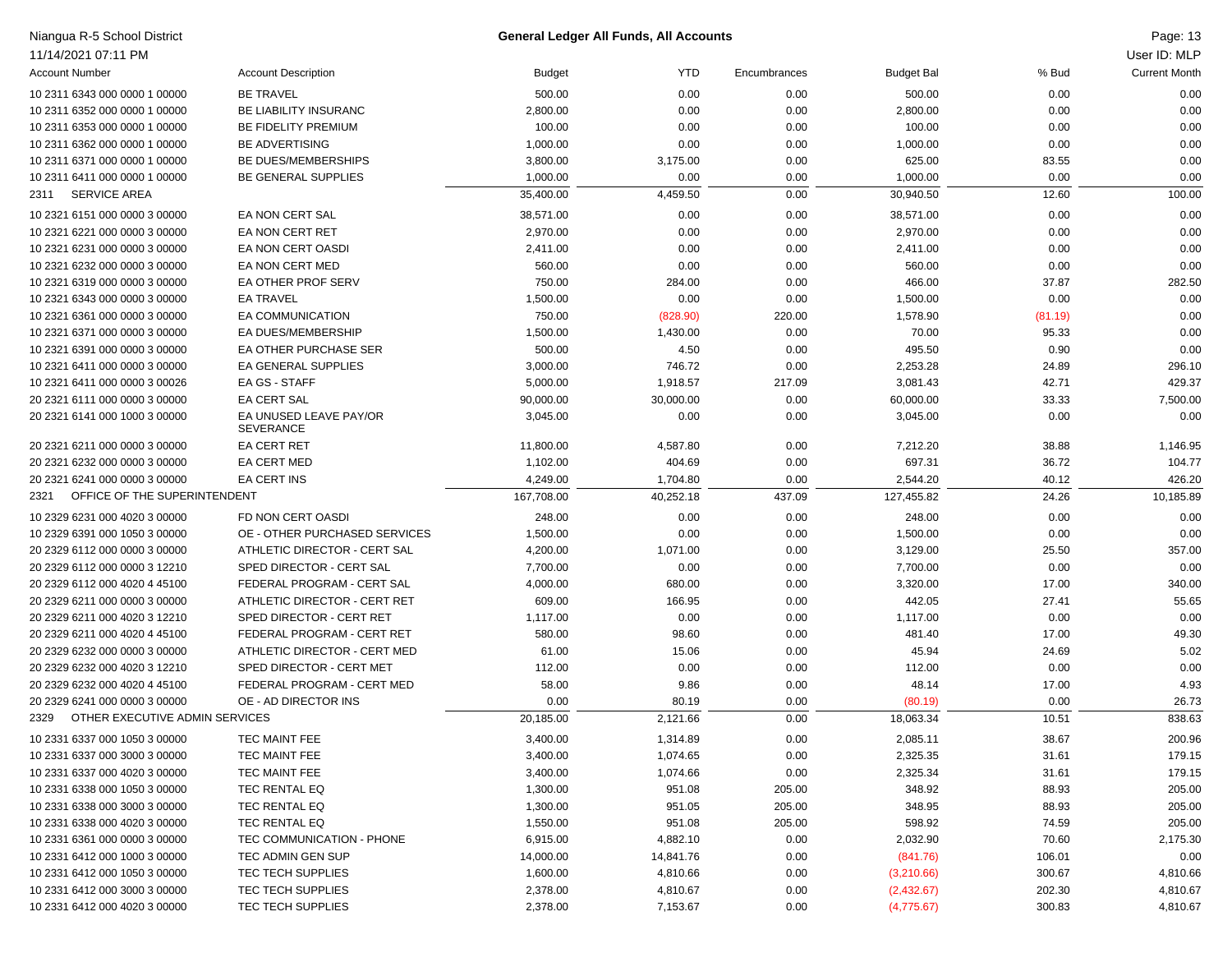Niangua R-5 School District

11/14/2021 07:11 PM

## General Ledger All Funds, All Accounts

User ID: MLP

| Account Number | Account Description | Budget | YTD | Encumbrances | Budget Bal | % Bud | Current Month |
|---|---|---|---|---|---|---|---|
| 10 2311 6343 000 0000 1 00000 | BE TRAVEL | 500.00 | 0.00 | 0.00 | 500.00 | 0.00 | 0.00 |
| 10 2311 6352 000 0000 1 00000 | BE LIABILITY INSURANC | 2,800.00 | 0.00 | 0.00 | 2,800.00 | 0.00 | 0.00 |
| 10 2311 6353 000 0000 1 00000 | BE FIDELITY PREMIUM | 100.00 | 0.00 | 0.00 | 100.00 | 0.00 | 0.00 |
| 10 2311 6362 000 0000 1 00000 | BE ADVERTISING | 1,000.00 | 0.00 | 0.00 | 1,000.00 | 0.00 | 0.00 |
| 10 2311 6371 000 0000 1 00000 | BE DUES/MEMBERSHIPS | 3,800.00 | 3,175.00 | 0.00 | 625.00 | 83.55 | 0.00 |
| 10 2311 6411 000 0000 1 00000 | BE GENERAL SUPPLIES | 1,000.00 | 0.00 | 0.00 | 1,000.00 | 0.00 | 0.00 |
| 2311 SERVICE AREA | | 35,400.00 | 4,459.50 | 0.00 | 30,940.50 | 12.60 | 100.00 |
| 10 2321 6151 000 0000 3 00000 | EA NON CERT SAL | 38,571.00 | 0.00 | 0.00 | 38,571.00 | 0.00 | 0.00 |
| 10 2321 6221 000 0000 3 00000 | EA NON CERT RET | 2,970.00 | 0.00 | 0.00 | 2,970.00 | 0.00 | 0.00 |
| 10 2321 6231 000 0000 3 00000 | EA NON CERT OASDI | 2,411.00 | 0.00 | 0.00 | 2,411.00 | 0.00 | 0.00 |
| 10 2321 6232 000 0000 3 00000 | EA NON CERT MED | 560.00 | 0.00 | 0.00 | 560.00 | 0.00 | 0.00 |
| 10 2321 6319 000 0000 3 00000 | EA OTHER PROF SERV | 750.00 | 284.00 | 0.00 | 466.00 | 37.87 | 282.50 |
| 10 2321 6343 000 0000 3 00000 | EA TRAVEL | 1,500.00 | 0.00 | 0.00 | 1,500.00 | 0.00 | 0.00 |
| 10 2321 6361 000 0000 3 00000 | EA COMMUNICATION | 750.00 | (828.90) | 220.00 | 1,578.90 | (81.19) | 0.00 |
| 10 2321 6371 000 0000 3 00000 | EA DUES/MEMBERSHIP | 1,500.00 | 1,430.00 | 0.00 | 70.00 | 95.33 | 0.00 |
| 10 2321 6391 000 0000 3 00000 | EA OTHER PURCHASE SER | 500.00 | 4.50 | 0.00 | 495.50 | 0.90 | 0.00 |
| 10 2321 6411 000 0000 3 00000 | EA GENERAL SUPPLIES | 3,000.00 | 746.72 | 0.00 | 2,253.28 | 24.89 | 296.10 |
| 10 2321 6411 000 0000 3 00026 | EA GS - STAFF | 5,000.00 | 1,918.57 | 217.09 | 3,081.43 | 42.71 | 429.37 |
| 20 2321 6111 000 0000 3 00000 | EA CERT SAL | 90,000.00 | 30,000.00 | 0.00 | 60,000.00 | 33.33 | 7,500.00 |
| 20 2321 6141 000 1000 3 00000 | EA UNUSED LEAVE PAY/OR SEVERANCE | 3,045.00 | 0.00 | 0.00 | 3,045.00 | 0.00 | 0.00 |
| 20 2321 6211 000 0000 3 00000 | EA CERT RET | 11,800.00 | 4,587.80 | 0.00 | 7,212.20 | 38.88 | 1,146.95 |
| 20 2321 6232 000 0000 3 00000 | EA CERT MED | 1,102.00 | 404.69 | 0.00 | 697.31 | 36.72 | 104.77 |
| 20 2321 6241 000 0000 3 00000 | EA CERT INS | 4,249.00 | 1,704.80 | 0.00 | 2,544.20 | 40.12 | 426.20 |
| 2321 OFFICE OF THE SUPERINTENDENT | | 167,708.00 | 40,252.18 | 437.09 | 127,455.82 | 24.26 | 10,185.89 |
| 10 2329 6231 000 4020 3 00000 | FD NON CERT OASDI | 248.00 | 0.00 | 0.00 | 248.00 | 0.00 | 0.00 |
| 10 2329 6391 000 1050 3 00000 | OE - OTHER PURCHASED SERVICES | 1,500.00 | 0.00 | 0.00 | 1,500.00 | 0.00 | 0.00 |
| 20 2329 6112 000 0000 3 00000 | ATHLETIC DIRECTOR - CERT SAL | 4,200.00 | 1,071.00 | 0.00 | 3,129.00 | 25.50 | 357.00 |
| 20 2329 6112 000 0000 3 12210 | SPED DIRECTOR - CERT SAL | 7,700.00 | 0.00 | 0.00 | 7,700.00 | 0.00 | 0.00 |
| 20 2329 6112 000 4020 4 45100 | FEDERAL PROGRAM - CERT SAL | 4,000.00 | 680.00 | 0.00 | 3,320.00 | 17.00 | 340.00 |
| 20 2329 6211 000 0000 3 00000 | ATHLETIC DIRECTOR - CERT RET | 609.00 | 166.95 | 0.00 | 442.05 | 27.41 | 55.65 |
| 20 2329 6211 000 4020 3 12210 | SPED DIRECTOR - CERT RET | 1,117.00 | 0.00 | 0.00 | 1,117.00 | 0.00 | 0.00 |
| 20 2329 6211 000 4020 4 45100 | FEDERAL PROGRAM - CERT RET | 580.00 | 98.60 | 0.00 | 481.40 | 17.00 | 49.30 |
| 20 2329 6232 000 0000 3 00000 | ATHLETIC DIRECTOR - CERT MED | 61.00 | 15.06 | 0.00 | 45.94 | 24.69 | 5.02 |
| 20 2329 6232 000 4020 3 12210 | SPED DIRECTOR - CERT MET | 112.00 | 0.00 | 0.00 | 112.00 | 0.00 | 0.00 |
| 20 2329 6232 000 4020 4 45100 | FEDERAL PROGRAM - CERT MED | 58.00 | 9.86 | 0.00 | 48.14 | 17.00 | 4.93 |
| 20 2329 6241 000 0000 3 00000 | OE - AD DIRECTOR INS | 0.00 | 80.19 | 0.00 | (80.19) | 0.00 | 26.73 |
| 2329 OTHER EXECUTIVE ADMIN SERVICES | | 20,185.00 | 2,121.66 | 0.00 | 18,063.34 | 10.51 | 838.63 |
| 10 2331 6337 000 1050 3 00000 | TEC MAINT FEE | 3,400.00 | 1,314.89 | 0.00 | 2,085.11 | 38.67 | 200.96 |
| 10 2331 6337 000 3000 3 00000 | TEC MAINT FEE | 3,400.00 | 1,074.65 | 0.00 | 2,325.35 | 31.61 | 179.15 |
| 10 2331 6337 000 4020 3 00000 | TEC MAINT FEE | 3,400.00 | 1,074.66 | 0.00 | 2,325.34 | 31.61 | 179.15 |
| 10 2331 6338 000 1050 3 00000 | TEC RENTAL EQ | 1,300.00 | 951.08 | 205.00 | 348.92 | 88.93 | 205.00 |
| 10 2331 6338 000 3000 3 00000 | TEC RENTAL EQ | 1,300.00 | 951.05 | 205.00 | 348.95 | 88.93 | 205.00 |
| 10 2331 6338 000 4020 3 00000 | TEC RENTAL EQ | 1,550.00 | 951.08 | 205.00 | 598.92 | 74.59 | 205.00 |
| 10 2331 6361 000 0000 3 00000 | TEC COMMUNICATION - PHONE | 6,915.00 | 4,882.10 | 0.00 | 2,032.90 | 70.60 | 2,175.30 |
| 10 2331 6412 000 1000 3 00000 | TEC ADMIN GEN SUP | 14,000.00 | 14,841.76 | 0.00 | (841.76) | 106.01 | 0.00 |
| 10 2331 6412 000 1050 3 00000 | TEC TECH SUPPLIES | 1,600.00 | 4,810.66 | 0.00 | (3,210.66) | 300.67 | 4,810.66 |
| 10 2331 6412 000 3000 3 00000 | TEC TECH SUPPLIES | 2,378.00 | 4,810.67 | 0.00 | (2,432.67) | 202.30 | 4,810.67 |
| 10 2331 6412 000 4020 3 00000 | TEC TECH SUPPLIES | 2,378.00 | 7,153.67 | 0.00 | (4,775.67) | 300.83 | 4,810.67 |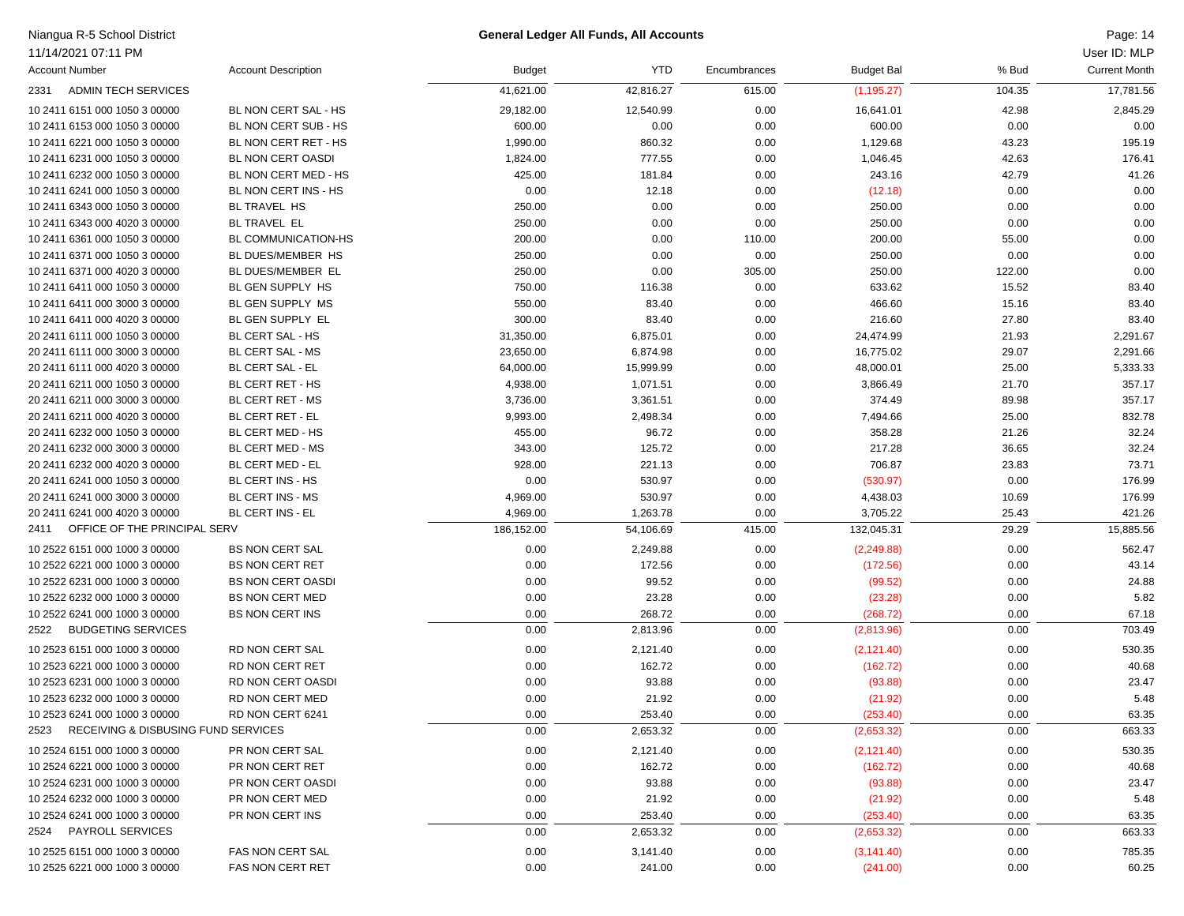Niangua R-5 School District
11/14/2021 07:11 PM

**General Ledger All Funds, All Accounts**

User ID: MLP

| Account Number | Account Description | Budget | YTD | Encumbrances | Budget Bal | % Bud | Current Month |
|---|---|---|---|---|---|---|---|
| 2331 ADMIN TECH SERVICES | | 41,621.00 | 42,816.27 | 615.00 | (1,195.27) | 104.35 | 17,781.56 |
| 10 2411 6151 000 1050 3 00000 | BL NON CERT SAL - HS | 29,182.00 | 12,540.99 | 0.00 | 16,641.01 | 42.98 | 2,845.29 |
| 10 2411 6153 000 1050 3 00000 | BL NON CERT SUB - HS | 600.00 | 0.00 | 0.00 | 600.00 | 0.00 | 0.00 |
| 10 2411 6221 000 1050 3 00000 | BL NON CERT RET - HS | 1,990.00 | 860.32 | 0.00 | 1,129.68 | 43.23 | 195.19 |
| 10 2411 6231 000 1050 3 00000 | BL NON CERT OASDI | 1,824.00 | 777.55 | 0.00 | 1,046.45 | 42.63 | 176.41 |
| 10 2411 6232 000 1050 3 00000 | BL NON CERT MED - HS | 425.00 | 181.84 | 0.00 | 243.16 | 42.79 | 41.26 |
| 10 2411 6241 000 1050 3 00000 | BL NON CERT INS - HS | 0.00 | 12.18 | 0.00 | (12.18) | 0.00 | 0.00 |
| 10 2411 6343 000 1050 3 00000 | BL TRAVEL HS | 250.00 | 0.00 | 0.00 | 250.00 | 0.00 | 0.00 |
| 10 2411 6343 000 4020 3 00000 | BL TRAVEL EL | 250.00 | 0.00 | 0.00 | 250.00 | 0.00 | 0.00 |
| 10 2411 6361 000 1050 3 00000 | BL COMMUNICATION-HS | 200.00 | 0.00 | 110.00 | 200.00 | 55.00 | 0.00 |
| 10 2411 6371 000 1050 3 00000 | BL DUES/MEMBER HS | 250.00 | 0.00 | 0.00 | 250.00 | 0.00 | 0.00 |
| 10 2411 6371 000 4020 3 00000 | BL DUES/MEMBER EL | 250.00 | 0.00 | 305.00 | 250.00 | 122.00 | 0.00 |
| 10 2411 6411 000 1050 3 00000 | BL GEN SUPPLY HS | 750.00 | 116.38 | 0.00 | 633.62 | 15.52 | 83.40 |
| 10 2411 6411 000 3000 3 00000 | BL GEN SUPPLY MS | 550.00 | 83.40 | 0.00 | 466.60 | 15.16 | 83.40 |
| 10 2411 6411 000 4020 3 00000 | BL GEN SUPPLY EL | 300.00 | 83.40 | 0.00 | 216.60 | 27.80 | 83.40 |
| 20 2411 6111 000 1050 3 00000 | BL CERT SAL - HS | 31,350.00 | 6,875.01 | 0.00 | 24,474.99 | 21.93 | 2,291.67 |
| 20 2411 6111 000 3000 3 00000 | BL CERT SAL - MS | 23,650.00 | 6,874.98 | 0.00 | 16,775.02 | 29.07 | 2,291.66 |
| 20 2411 6111 000 4020 3 00000 | BL CERT SAL - EL | 64,000.00 | 15,999.99 | 0.00 | 48,000.01 | 25.00 | 5,333.33 |
| 20 2411 6211 000 1050 3 00000 | BL CERT RET - HS | 4,938.00 | 1,071.51 | 0.00 | 3,866.49 | 21.70 | 357.17 |
| 20 2411 6211 000 3000 3 00000 | BL CERT RET - MS | 3,736.00 | 3,361.51 | 0.00 | 374.49 | 89.98 | 357.17 |
| 20 2411 6211 000 4020 3 00000 | BL CERT RET - EL | 9,993.00 | 2,498.34 | 0.00 | 7,494.66 | 25.00 | 832.78 |
| 20 2411 6232 000 1050 3 00000 | BL CERT MED - HS | 455.00 | 96.72 | 0.00 | 358.28 | 21.26 | 32.24 |
| 20 2411 6232 000 3000 3 00000 | BL CERT MED - MS | 343.00 | 125.72 | 0.00 | 217.28 | 36.65 | 32.24 |
| 20 2411 6232 000 4020 3 00000 | BL CERT MED - EL | 928.00 | 221.13 | 0.00 | 706.87 | 23.83 | 73.71 |
| 20 2411 6241 000 1050 3 00000 | BL CERT INS - HS | 0.00 | 530.97 | 0.00 | (530.97) | 0.00 | 176.99 |
| 20 2411 6241 000 3000 3 00000 | BL CERT INS - MS | 4,969.00 | 530.97 | 0.00 | 4,438.03 | 10.69 | 176.99 |
| 20 2411 6241 000 4020 3 00000 | BL CERT INS - EL | 4,969.00 | 1,263.78 | 0.00 | 3,705.22 | 25.43 | 421.26 |
| 2411 OFFICE OF THE PRINCIPAL SERV | | 186,152.00 | 54,106.69 | 415.00 | 132,045.31 | 29.29 | 15,885.56 |
| 10 2522 6151 000 1000 3 00000 | BS NON CERT SAL | 0.00 | 2,249.88 | 0.00 | (2,249.88) | 0.00 | 562.47 |
| 10 2522 6221 000 1000 3 00000 | BS NON CERT RET | 0.00 | 172.56 | 0.00 | (172.56) | 0.00 | 43.14 |
| 10 2522 6231 000 1000 3 00000 | BS NON CERT OASDI | 0.00 | 99.52 | 0.00 | (99.52) | 0.00 | 24.88 |
| 10 2522 6232 000 1000 3 00000 | BS NON CERT MED | 0.00 | 23.28 | 0.00 | (23.28) | 0.00 | 5.82 |
| 10 2522 6241 000 1000 3 00000 | BS NON CERT INS | 0.00 | 268.72 | 0.00 | (268.72) | 0.00 | 67.18 |
| 2522 BUDGETING SERVICES | | 0.00 | 2,813.96 | 0.00 | (2,813.96) | 0.00 | 703.49 |
| 10 2523 6151 000 1000 3 00000 | RD NON CERT SAL | 0.00 | 2,121.40 | 0.00 | (2,121.40) | 0.00 | 530.35 |
| 10 2523 6221 000 1000 3 00000 | RD NON CERT RET | 0.00 | 162.72 | 0.00 | (162.72) | 0.00 | 40.68 |
| 10 2523 6231 000 1000 3 00000 | RD NON CERT OASDI | 0.00 | 93.88 | 0.00 | (93.88) | 0.00 | 23.47 |
| 10 2523 6232 000 1000 3 00000 | RD NON CERT MED | 0.00 | 21.92 | 0.00 | (21.92) | 0.00 | 5.48 |
| 10 2523 6241 000 1000 3 00000 | RD NON CERT 6241 | 0.00 | 253.40 | 0.00 | (253.40) | 0.00 | 63.35 |
| 2523 RECEIVING & DISBUSING FUND SERVICES | | 0.00 | 2,653.32 | 0.00 | (2,653.32) | 0.00 | 663.33 |
| 10 2524 6151 000 1000 3 00000 | PR NON CERT SAL | 0.00 | 2,121.40 | 0.00 | (2,121.40) | 0.00 | 530.35 |
| 10 2524 6221 000 1000 3 00000 | PR NON CERT RET | 0.00 | 162.72 | 0.00 | (162.72) | 0.00 | 40.68 |
| 10 2524 6231 000 1000 3 00000 | PR NON CERT OASDI | 0.00 | 93.88 | 0.00 | (93.88) | 0.00 | 23.47 |
| 10 2524 6232 000 1000 3 00000 | PR NON CERT MED | 0.00 | 21.92 | 0.00 | (21.92) | 0.00 | 5.48 |
| 10 2524 6241 000 1000 3 00000 | PR NON CERT INS | 0.00 | 253.40 | 0.00 | (253.40) | 0.00 | 63.35 |
| 2524 PAYROLL SERVICES | | 0.00 | 2,653.32 | 0.00 | (2,653.32) | 0.00 | 663.33 |
| 10 2525 6151 000 1000 3 00000 | FAS NON CERT SAL | 0.00 | 3,141.40 | 0.00 | (3,141.40) | 0.00 | 785.35 |
| 10 2525 6221 000 1000 3 00000 | FAS NON CERT RET | 0.00 | 241.00 | 0.00 | (241.00) | 0.00 | 60.25 |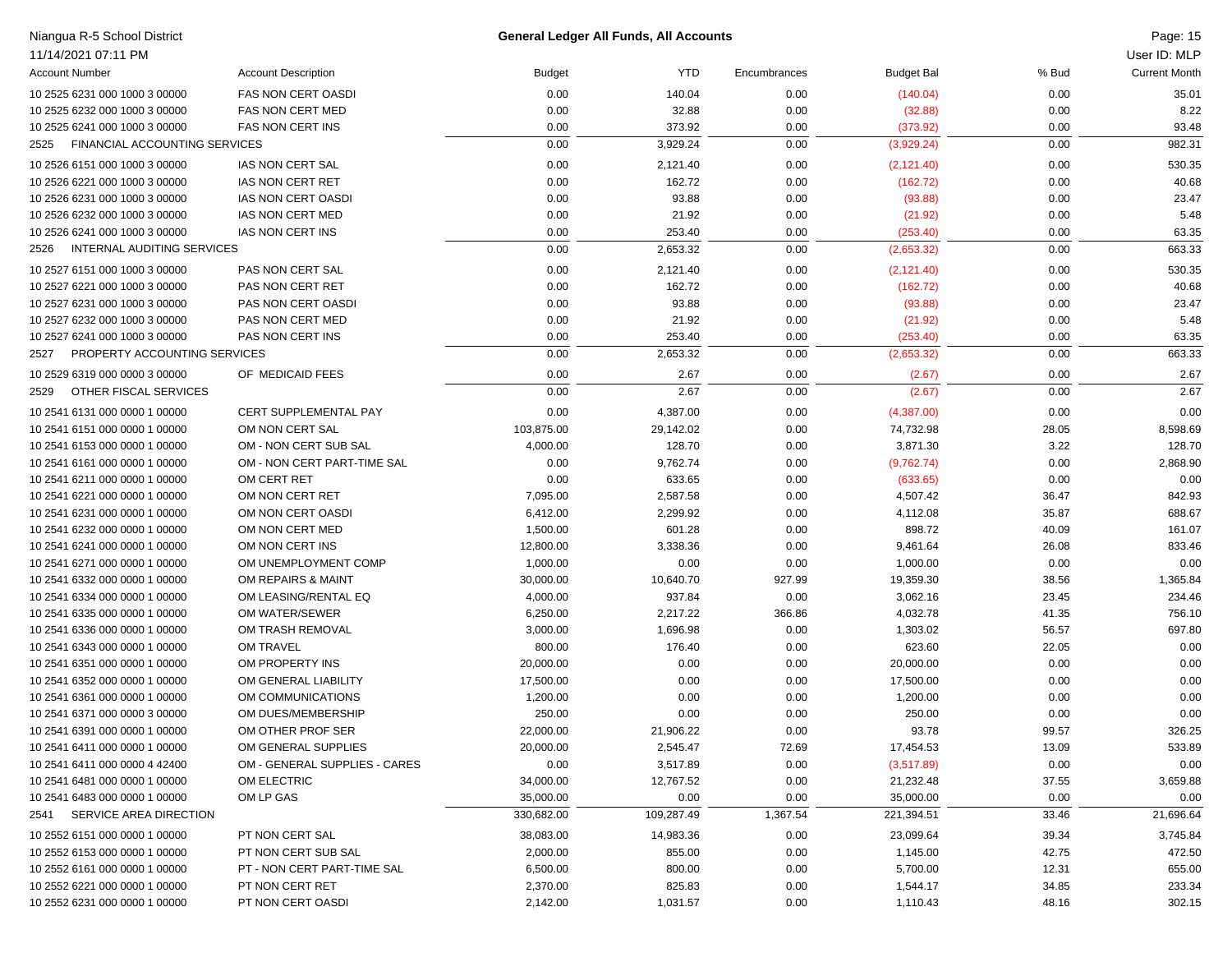Niangua R-5 School District

11/14/2021 07:11 PM

**General Ledger All Funds, All Accounts**

User ID: MLP

| Account Number | Account Description | Budget | YTD | Encumbrances | Budget Bal | % Bud | Current Month |
|---|---|---|---|---|---|---|---|
| 10 2525 6231 000 1000 3 00000 | FAS NON CERT OASDI | 0.00 | 140.04 | 0.00 | (140.04) | 0.00 | 35.01 |
| 10 2525 6232 000 1000 3 00000 | FAS NON CERT MED | 0.00 | 32.88 | 0.00 | (32.88) | 0.00 | 8.22 |
| 10 2525 6241 000 1000 3 00000 | FAS NON CERT INS | 0.00 | 373.92 | 0.00 | (373.92) | 0.00 | 93.48 |
| 2525 FINANCIAL ACCOUNTING SERVICES | | 0.00 | 3,929.24 | 0.00 | (3,929.24) | 0.00 | 982.31 |
| 10 2526 6151 000 1000 3 00000 | IAS NON CERT SAL | 0.00 | 2,121.40 | 0.00 | (2,121.40) | 0.00 | 530.35 |
| 10 2526 6221 000 1000 3 00000 | IAS NON CERT RET | 0.00 | 162.72 | 0.00 | (162.72) | 0.00 | 40.68 |
| 10 2526 6231 000 1000 3 00000 | IAS NON CERT OASDI | 0.00 | 93.88 | 0.00 | (93.88) | 0.00 | 23.47 |
| 10 2526 6232 000 1000 3 00000 | IAS NON CERT MED | 0.00 | 21.92 | 0.00 | (21.92) | 0.00 | 5.48 |
| 10 2526 6241 000 1000 3 00000 | IAS NON CERT INS | 0.00 | 253.40 | 0.00 | (253.40) | 0.00 | 63.35 |
| 2526 INTERNAL AUDITING SERVICES | | 0.00 | 2,653.32 | 0.00 | (2,653.32) | 0.00 | 663.33 |
| 10 2527 6151 000 1000 3 00000 | PAS NON CERT SAL | 0.00 | 2,121.40 | 0.00 | (2,121.40) | 0.00 | 530.35 |
| 10 2527 6221 000 1000 3 00000 | PAS NON CERT RET | 0.00 | 162.72 | 0.00 | (162.72) | 0.00 | 40.68 |
| 10 2527 6231 000 1000 3 00000 | PAS NON CERT OASDI | 0.00 | 93.88 | 0.00 | (93.88) | 0.00 | 23.47 |
| 10 2527 6232 000 1000 3 00000 | PAS NON CERT MED | 0.00 | 21.92 | 0.00 | (21.92) | 0.00 | 5.48 |
| 10 2527 6241 000 1000 3 00000 | PAS NON CERT INS | 0.00 | 253.40 | 0.00 | (253.40) | 0.00 | 63.35 |
| 2527 PROPERTY ACCOUNTING SERVICES | | 0.00 | 2,653.32 | 0.00 | (2,653.32) | 0.00 | 663.33 |
| 10 2529 6319 000 0000 3 00000 | OF MEDICAID FEES | 0.00 | 2.67 | 0.00 | (2.67) | 0.00 | 2.67 |
| 2529 OTHER FISCAL SERVICES | | 0.00 | 2.67 | 0.00 | (2.67) | 0.00 | 2.67 |
| 10 2541 6131 000 0000 1 00000 | CERT SUPPLEMENTAL PAY | 0.00 | 4,387.00 | 0.00 | (4,387.00) | 0.00 | 0.00 |
| 10 2541 6151 000 0000 1 00000 | OM NON CERT SAL | 103,875.00 | 29,142.02 | 0.00 | 74,732.98 | 28.05 | 8,598.69 |
| 10 2541 6153 000 0000 1 00000 | OM - NON CERT SUB SAL | 4,000.00 | 128.70 | 0.00 | 3,871.30 | 3.22 | 128.70 |
| 10 2541 6161 000 0000 1 00000 | OM - NON CERT PART-TIME SAL | 0.00 | 9,762.74 | 0.00 | (9,762.74) | 0.00 | 2,868.90 |
| 10 2541 6211 000 0000 1 00000 | OM CERT RET | 0.00 | 633.65 | 0.00 | (633.65) | 0.00 | 0.00 |
| 10 2541 6221 000 0000 1 00000 | OM NON CERT RET | 7,095.00 | 2,587.58 | 0.00 | 4,507.42 | 36.47 | 842.93 |
| 10 2541 6231 000 0000 1 00000 | OM NON CERT OASDI | 6,412.00 | 2,299.92 | 0.00 | 4,112.08 | 35.87 | 688.67 |
| 10 2541 6232 000 0000 1 00000 | OM NON CERT MED | 1,500.00 | 601.28 | 0.00 | 898.72 | 40.09 | 161.07 |
| 10 2541 6241 000 0000 1 00000 | OM NON CERT INS | 12,800.00 | 3,338.36 | 0.00 | 9,461.64 | 26.08 | 833.46 |
| 10 2541 6271 000 0000 1 00000 | OM UNEMPLOYMENT COMP | 1,000.00 | 0.00 | 0.00 | 1,000.00 | 0.00 | 0.00 |
| 10 2541 6332 000 0000 1 00000 | OM REPAIRS & MAINT | 30,000.00 | 10,640.70 | 927.99 | 19,359.30 | 38.56 | 1,365.84 |
| 10 2541 6334 000 0000 1 00000 | OM LEASING/RENTAL EQ | 4,000.00 | 937.84 | 0.00 | 3,062.16 | 23.45 | 234.46 |
| 10 2541 6335 000 0000 1 00000 | OM WATER/SEWER | 6,250.00 | 2,217.22 | 366.86 | 4,032.78 | 41.35 | 756.10 |
| 10 2541 6336 000 0000 1 00000 | OM TRASH REMOVAL | 3,000.00 | 1,696.98 | 0.00 | 1,303.02 | 56.57 | 697.80 |
| 10 2541 6343 000 0000 1 00000 | OM TRAVEL | 800.00 | 176.40 | 0.00 | 623.60 | 22.05 | 0.00 |
| 10 2541 6351 000 0000 1 00000 | OM PROPERTY INS | 20,000.00 | 0.00 | 0.00 | 20,000.00 | 0.00 | 0.00 |
| 10 2541 6352 000 0000 1 00000 | OM GENERAL LIABILITY | 17,500.00 | 0.00 | 0.00 | 17,500.00 | 0.00 | 0.00 |
| 10 2541 6361 000 0000 1 00000 | OM COMMUNICATIONS | 1,200.00 | 0.00 | 0.00 | 1,200.00 | 0.00 | 0.00 |
| 10 2541 6371 000 0000 3 00000 | OM DUES/MEMBERSHIP | 250.00 | 0.00 | 0.00 | 250.00 | 0.00 | 0.00 |
| 10 2541 6391 000 0000 1 00000 | OM OTHER PROF SER | 22,000.00 | 21,906.22 | 0.00 | 93.78 | 99.57 | 326.25 |
| 10 2541 6411 000 0000 1 00000 | OM GENERAL SUPPLIES | 20,000.00 | 2,545.47 | 72.69 | 17,454.53 | 13.09 | 533.89 |
| 10 2541 6411 000 0000 4 42400 | OM - GENERAL SUPPLIES - CARES | 0.00 | 3,517.89 | 0.00 | (3,517.89) | 0.00 | 0.00 |
| 10 2541 6481 000 0000 1 00000 | OM ELECTRIC | 34,000.00 | 12,767.52 | 0.00 | 21,232.48 | 37.55 | 3,659.88 |
| 10 2541 6483 000 0000 1 00000 | OM LP GAS | 35,000.00 | 0.00 | 0.00 | 35,000.00 | 0.00 | 0.00 |
| 2541 SERVICE AREA DIRECTION | | 330,682.00 | 109,287.49 | 1,367.54 | 221,394.51 | 33.46 | 21,696.64 |
| 10 2552 6151 000 0000 1 00000 | PT NON CERT SAL | 38,083.00 | 14,983.36 | 0.00 | 23,099.64 | 39.34 | 3,745.84 |
| 10 2552 6153 000 0000 1 00000 | PT NON CERT SUB SAL | 2,000.00 | 855.00 | 0.00 | 1,145.00 | 42.75 | 472.50 |
| 10 2552 6161 000 0000 1 00000 | PT - NON CERT PART-TIME SAL | 6,500.00 | 800.00 | 0.00 | 5,700.00 | 12.31 | 655.00 |
| 10 2552 6221 000 0000 1 00000 | PT NON CERT RET | 2,370.00 | 825.83 | 0.00 | 1,544.17 | 34.85 | 233.34 |
| 10 2552 6231 000 0000 1 00000 | PT NON CERT OASDI | 2,142.00 | 1,031.57 | 0.00 | 1,110.43 | 48.16 | 302.15 |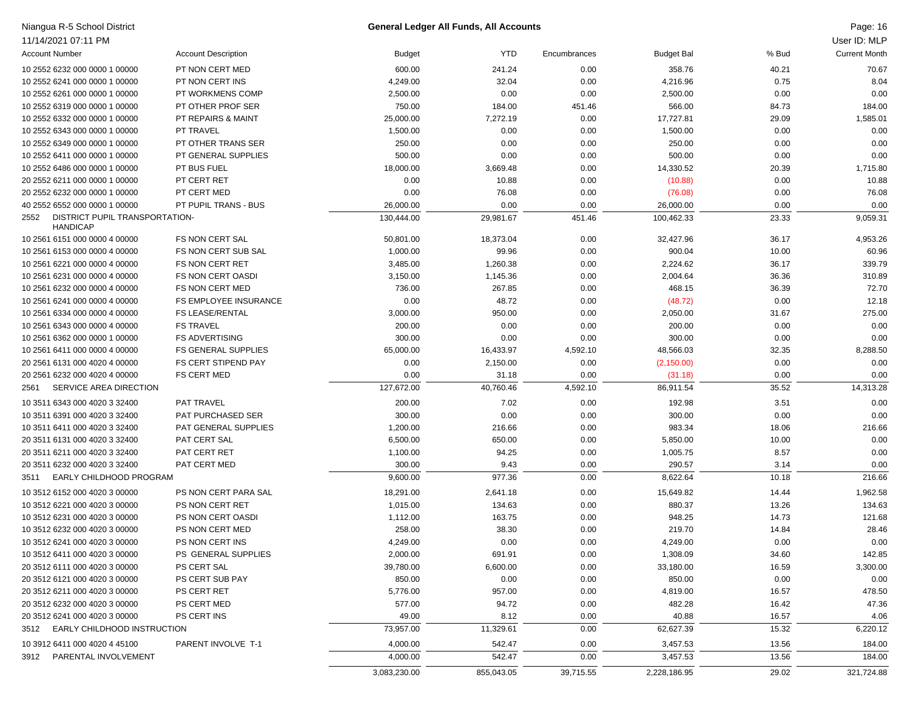Niangua R-5 School District

11/14/2021 07:11 PM

**General Ledger All Funds, All Accounts**

User ID: MLP

| Account Number | Account Description | Budget | YTD | Encumbrances | Budget Bal | % Bud | Current Month |
|---|---|---|---|---|---|---|---|
| 10 2552 6232 000 0000 1 00000 | PT NON CERT MED | 600.00 | 241.24 | 0.00 | 358.76 | 40.21 | 70.67 |
| 10 2552 6241 000 0000 1 00000 | PT NON CERT INS | 4,249.00 | 32.04 | 0.00 | 4,216.96 | 0.75 | 8.04 |
| 10 2552 6261 000 0000 1 00000 | PT WORKMENS COMP | 2,500.00 | 0.00 | 0.00 | 2,500.00 | 0.00 | 0.00 |
| 10 2552 6319 000 0000 1 00000 | PT OTHER PROF SER | 750.00 | 184.00 | 451.46 | 566.00 | 84.73 | 184.00 |
| 10 2552 6332 000 0000 1 00000 | PT REPAIRS & MAINT | 25,000.00 | 7,272.19 | 0.00 | 17,727.81 | 29.09 | 1,585.01 |
| 10 2552 6343 000 0000 1 00000 | PT TRAVEL | 1,500.00 | 0.00 | 0.00 | 1,500.00 | 0.00 | 0.00 |
| 10 2552 6349 000 0000 1 00000 | PT OTHER TRANS SER | 250.00 | 0.00 | 0.00 | 250.00 | 0.00 | 0.00 |
| 10 2552 6411 000 0000 1 00000 | PT GENERAL SUPPLIES | 500.00 | 0.00 | 0.00 | 500.00 | 0.00 | 0.00 |
| 10 2552 6486 000 0000 1 00000 | PT BUS FUEL | 18,000.00 | 3,669.48 | 0.00 | 14,330.52 | 20.39 | 1,715.80 |
| 20 2552 6211 000 0000 1 00000 | PT CERT RET | 0.00 | 10.88 | 0.00 | (10.88) | 0.00 | 10.88 |
| 20 2552 6232 000 0000 1 00000 | PT CERT MED | 0.00 | 76.08 | 0.00 | (76.08) | 0.00 | 76.08 |
| 40 2552 6552 000 0000 1 00000 | PT PUPIL TRANS - BUS | 26,000.00 | 0.00 | 0.00 | 26,000.00 | 0.00 | 0.00 |
| 2552 DISTRICT PUPIL TRANSPORTATION-HANDICAP | | 130,444.00 | 29,981.67 | 451.46 | 100,462.33 | 23.33 | 9,059.31 |
| 10 2561 6151 000 0000 4 00000 | FS NON CERT SAL | 50,801.00 | 18,373.04 | 0.00 | 32,427.96 | 36.17 | 4,953.26 |
| 10 2561 6153 000 0000 4 00000 | FS NON CERT SUB SAL | 1,000.00 | 99.96 | 0.00 | 900.04 | 10.00 | 60.96 |
| 10 2561 6221 000 0000 4 00000 | FS NON CERT RET | 3,485.00 | 1,260.38 | 0.00 | 2,224.62 | 36.17 | 339.79 |
| 10 2561 6231 000 0000 4 00000 | FS NON CERT OASDI | 3,150.00 | 1,145.36 | 0.00 | 2,004.64 | 36.36 | 310.89 |
| 10 2561 6232 000 0000 4 00000 | FS NON CERT MED | 736.00 | 267.85 | 0.00 | 468.15 | 36.39 | 72.70 |
| 10 2561 6241 000 0000 4 00000 | FS EMPLOYEE INSURANCE | 0.00 | 48.72 | 0.00 | (48.72) | 0.00 | 12.18 |
| 10 2561 6334 000 0000 4 00000 | FS LEASE/RENTAL | 3,000.00 | 950.00 | 0.00 | 2,050.00 | 31.67 | 275.00 |
| 10 2561 6343 000 0000 4 00000 | FS TRAVEL | 200.00 | 0.00 | 0.00 | 200.00 | 0.00 | 0.00 |
| 10 2561 6362 000 0000 1 00000 | FS ADVERTISING | 300.00 | 0.00 | 0.00 | 300.00 | 0.00 | 0.00 |
| 10 2561 6411 000 0000 4 00000 | FS GENERAL SUPPLIES | 65,000.00 | 16,433.97 | 4,592.10 | 48,566.03 | 32.35 | 8,288.50 |
| 20 2561 6131 000 4020 4 00000 | FS CERT STIPEND PAY | 0.00 | 2,150.00 | 0.00 | (2,150.00) | 0.00 | 0.00 |
| 20 2561 6232 000 4020 4 00000 | FS CERT MED | 0.00 | 31.18 | 0.00 | (31.18) | 0.00 | 0.00 |
| 2561 SERVICE AREA DIRECTION | | 127,672.00 | 40,760.46 | 4,592.10 | 86,911.54 | 35.52 | 14,313.28 |
| 10 3511 6343 000 4020 3 32400 | PAT TRAVEL | 200.00 | 7.02 | 0.00 | 192.98 | 3.51 | 0.00 |
| 10 3511 6391 000 4020 3 32400 | PAT PURCHASED SER | 300.00 | 0.00 | 0.00 | 300.00 | 0.00 | 0.00 |
| 10 3511 6411 000 4020 3 32400 | PAT GENERAL SUPPLIES | 1,200.00 | 216.66 | 0.00 | 983.34 | 18.06 | 216.66 |
| 20 3511 6131 000 4020 3 32400 | PAT CERT SAL | 6,500.00 | 650.00 | 0.00 | 5,850.00 | 10.00 | 0.00 |
| 20 3511 6211 000 4020 3 32400 | PAT CERT RET | 1,100.00 | 94.25 | 0.00 | 1,005.75 | 8.57 | 0.00 |
| 20 3511 6232 000 4020 3 32400 | PAT CERT MED | 300.00 | 9.43 | 0.00 | 290.57 | 3.14 | 0.00 |
| 3511 EARLY CHILDHOOD PROGRAM | | 9,600.00 | 977.36 | 0.00 | 8,622.64 | 10.18 | 216.66 |
| 10 3512 6152 000 4020 3 00000 | PS NON CERT PARA SAL | 18,291.00 | 2,641.18 | 0.00 | 15,649.82 | 14.44 | 1,962.58 |
| 10 3512 6221 000 4020 3 00000 | PS NON CERT RET | 1,015.00 | 134.63 | 0.00 | 880.37 | 13.26 | 134.63 |
| 10 3512 6231 000 4020 3 00000 | PS NON CERT OASDI | 1,112.00 | 163.75 | 0.00 | 948.25 | 14.73 | 121.68 |
| 10 3512 6232 000 4020 3 00000 | PS NON CERT MED | 258.00 | 38.30 | 0.00 | 219.70 | 14.84 | 28.46 |
| 10 3512 6241 000 4020 3 00000 | PS NON CERT INS | 4,249.00 | 0.00 | 0.00 | 4,249.00 | 0.00 | 0.00 |
| 10 3512 6411 000 4020 3 00000 | PS GENERAL SUPPLIES | 2,000.00 | 691.91 | 0.00 | 1,308.09 | 34.60 | 142.85 |
| 20 3512 6111 000 4020 3 00000 | PS CERT SAL | 39,780.00 | 6,600.00 | 0.00 | 33,180.00 | 16.59 | 3,300.00 |
| 20 3512 6121 000 4020 3 00000 | PS CERT SUB PAY | 850.00 | 0.00 | 0.00 | 850.00 | 0.00 | 0.00 |
| 20 3512 6211 000 4020 3 00000 | PS CERT RET | 5,776.00 | 957.00 | 0.00 | 4,819.00 | 16.57 | 478.50 |
| 20 3512 6232 000 4020 3 00000 | PS CERT MED | 577.00 | 94.72 | 0.00 | 482.28 | 16.42 | 47.36 |
| 20 3512 6241 000 4020 3 00000 | PS CERT INS | 49.00 | 8.12 | 0.00 | 40.88 | 16.57 | 4.06 |
| 3512 EARLY CHILDHOOD INSTRUCTION | | 73,957.00 | 11,329.61 | 0.00 | 62,627.39 | 15.32 | 6,220.12 |
| 10 3912 6411 000 4020 4 45100 | PARENT INVOLVE T-1 | 4,000.00 | 542.47 | 0.00 | 3,457.53 | 13.56 | 184.00 |
| 3912 PARENTAL INVOLVEMENT | | 4,000.00 | 542.47 | 0.00 | 3,457.53 | 13.56 | 184.00 |
| | | 3,083,230.00 | 855,043.05 | 39,715.55 | 2,228,186.95 | 29.02 | 321,724.88 |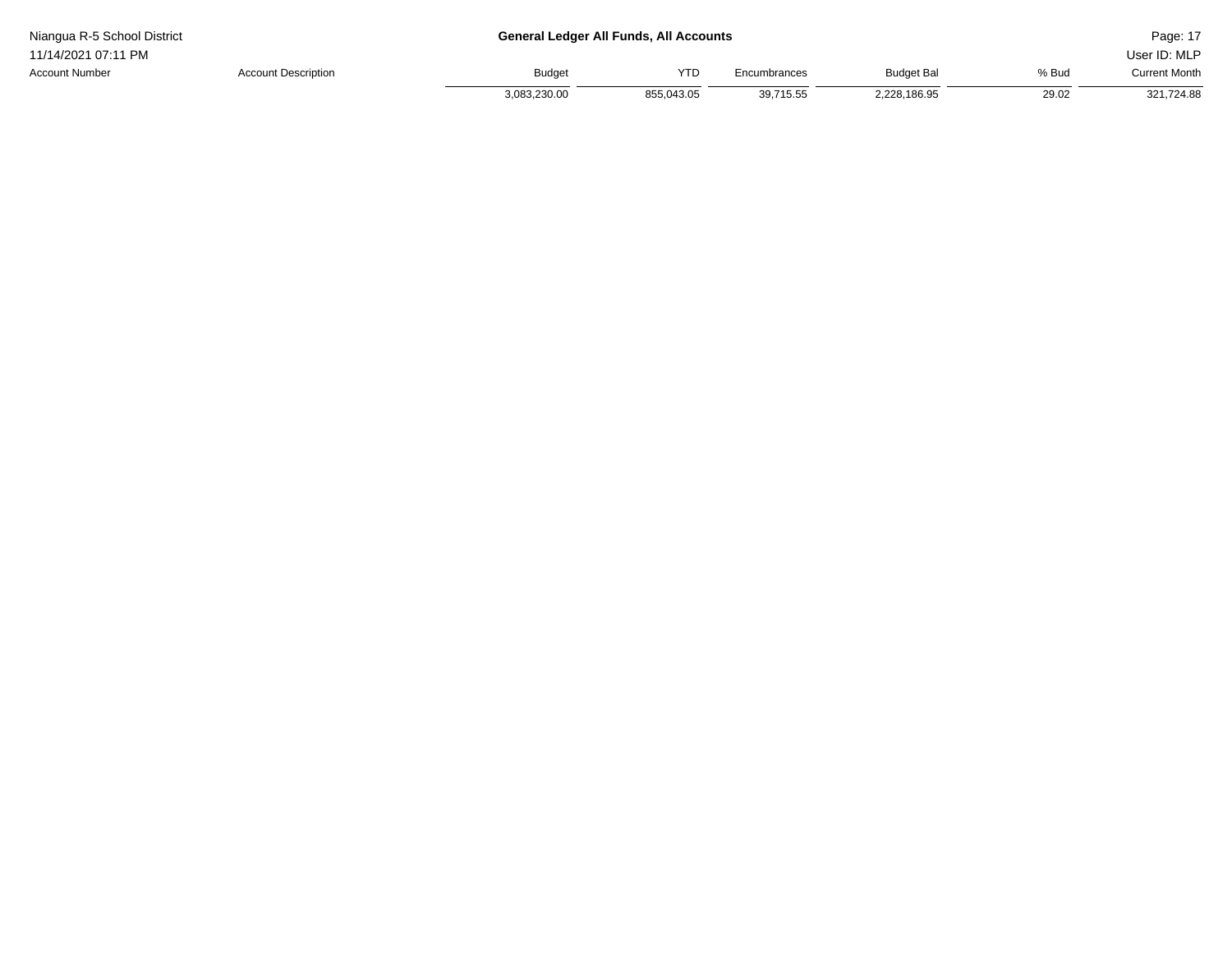| Account Number | Account Description | Budget | YTD | Encumbrances | Budget Bal | % Bud | Current Month |
|---|---|---|---|---|---|---|---|
| | | 3,083,230.00 | 855,043.05 | 39,715.55 | 2,228,186.95 | 29.02 | 321,724.88 |